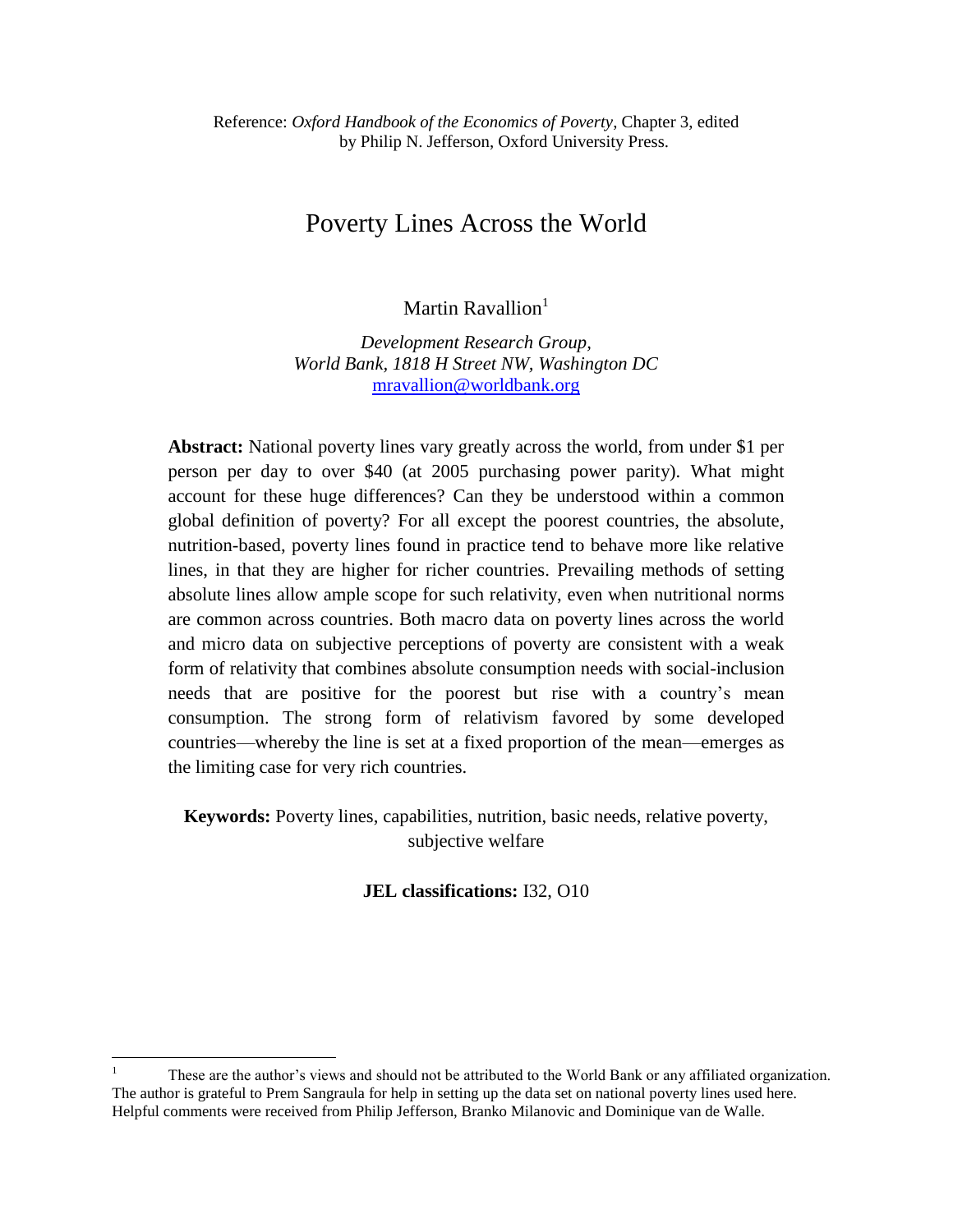Reference: *Oxford Handbook of the Economics of Poverty*, Chapter 3, edited by Philip N. Jefferson, Oxford University Press.

# Poverty Lines Across the World

Martin Ravallion[1]

*Development Research Group,*
*World Bank, 1818 H Street NW, Washington DC*
mravallion@worldbank.org

**Abstract:** National poverty lines vary greatly across the world, from under $1 per person per day to over $40 (at 2005 purchasing power parity). What might account for these huge differences? Can they be understood within a common global definition of poverty? For all except the poorest countries, the absolute, nutrition-based, poverty lines found in practice tend to behave more like relative lines, in that they are higher for richer countries. Prevailing methods of setting absolute lines allow ample scope for such relativity, even when nutritional norms are common across countries. Both macro data on poverty lines across the world and micro data on subjective perceptions of poverty are consistent with a weak form of relativity that combines absolute consumption needs with social-inclusion needs that are positive for the poorest but rise with a country's mean consumption. The strong form of relativism favored by some developed countries—whereby the line is set at a fixed proportion of the mean—emerges as the limiting case for very rich countries.

**Keywords:** Poverty lines, capabilities, nutrition, basic needs, relative poverty, subjective welfare

**JEL classifications:** I32, O10

[1] These are the author's views and should not be attributed to the World Bank or any affiliated organization. The author is grateful to Prem Sangraula for help in setting up the data set on national poverty lines used here. Helpful comments were received from Philip Jefferson, Branko Milanovic and Dominique van de Walle.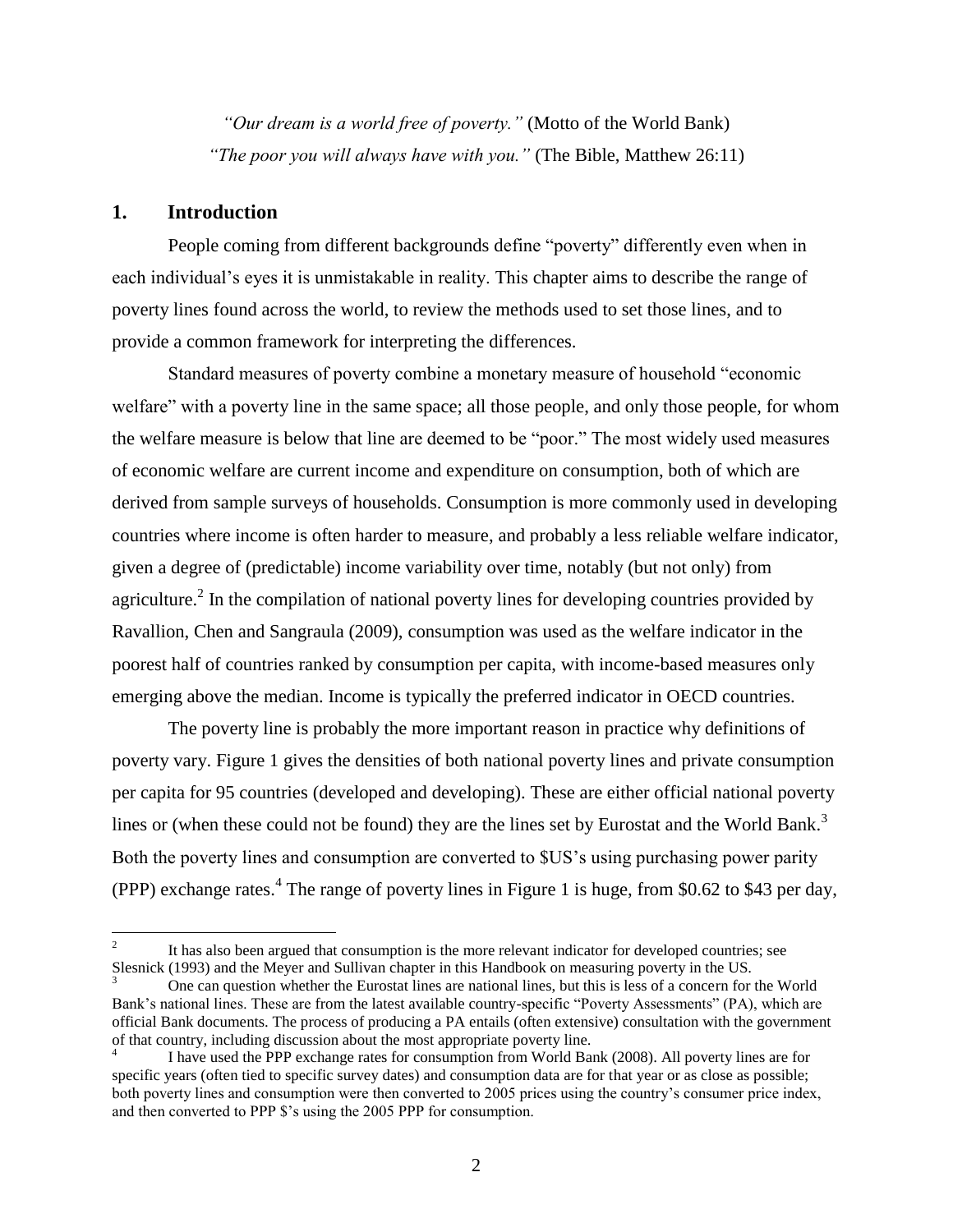*"Our dream is a world free of poverty."* (Motto of the World Bank)

*"The poor you will always have with you."* (The Bible, Matthew 26:11)

## 1. Introduction

People coming from different backgrounds define "poverty" differently even when in each individual's eyes it is unmistakable in reality. This chapter aims to describe the range of poverty lines found across the world, to review the methods used to set those lines, and to provide a common framework for interpreting the differences.

Standard measures of poverty combine a monetary measure of household "economic welfare" with a poverty line in the same space; all those people, and only those people, for whom the welfare measure is below that line are deemed to be "poor." The most widely used measures of economic welfare are current income and expenditure on consumption, both of which are derived from sample surveys of households. Consumption is more commonly used in developing countries where income is often harder to measure, and probably a less reliable welfare indicator, given a degree of (predictable) income variability over time, notably (but not only) from agriculture.[2] In the compilation of national poverty lines for developing countries provided by Ravallion, Chen and Sangraula (2009), consumption was used as the welfare indicator in the poorest half of countries ranked by consumption per capita, with income-based measures only emerging above the median. Income is typically the preferred indicator in OECD countries.

The poverty line is probably the more important reason in practice why definitions of poverty vary. Figure 1 gives the densities of both national poverty lines and private consumption per capita for 95 countries (developed and developing). These are either official national poverty lines or (when these could not be found) they are the lines set by Eurostat and the World Bank.[3] Both the poverty lines and consumption are converted to $US's using purchasing power parity (PPP) exchange rates.[4] The range of poverty lines in Figure 1 is huge, from $0.62 to $43 per day,

[2] It has also been argued that consumption is the more relevant indicator for developed countries; see Slesnick (1993) and the Meyer and Sullivan chapter in this Handbook on measuring poverty in the US.

[3] One can question whether the Eurostat lines are national lines, but this is less of a concern for the World Bank's national lines. These are from the latest available country-specific "Poverty Assessments" (PA), which are official Bank documents. The process of producing a PA entails (often extensive) consultation with the government of that country, including discussion about the most appropriate poverty line.

[4] I have used the PPP exchange rates for consumption from World Bank (2008). All poverty lines are for specific years (often tied to specific survey dates) and consumption data are for that year or as close as possible; both poverty lines and consumption were then converted to 2005 prices using the country's consumer price index, and then converted to PPP $'s using the 2005 PPP for consumption.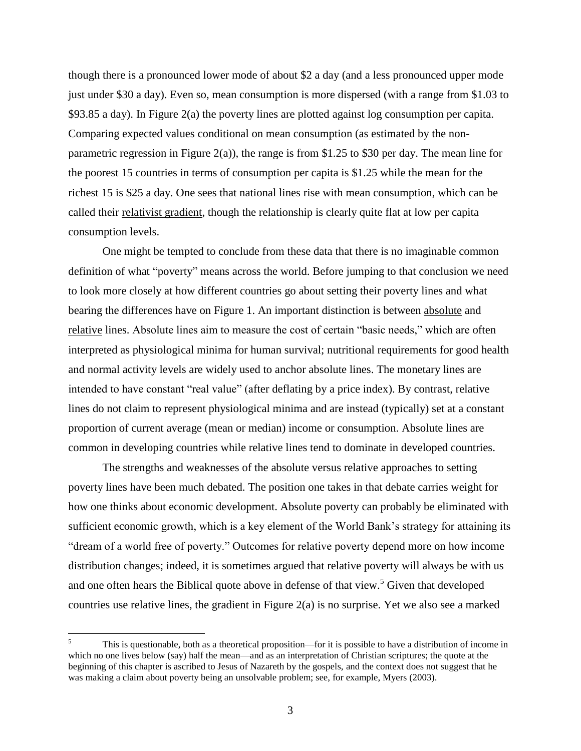though there is a pronounced lower mode of about \$2 a day (and a less pronounced upper mode just under \$30 a day). Even so, mean consumption is more dispersed (with a range from \$1.03 to \$93.85 a day). In Figure 2(a) the poverty lines are plotted against log consumption per capita. Comparing expected values conditional on mean consumption (as estimated by the non-parametric regression in Figure 2(a)), the range is from \$1.25 to \$30 per day. The mean line for the poorest 15 countries in terms of consumption per capita is \$1.25 while the mean for the richest 15 is \$25 a day. One sees that national lines rise with mean consumption, which can be called their <u>relativist gradient</u>, though the relationship is clearly quite flat at low per capita consumption levels.

One might be tempted to conclude from these data that there is no imaginable common definition of what "poverty" means across the world. Before jumping to that conclusion we need to look more closely at how different countries go about setting their poverty lines and what bearing the differences have on Figure 1. An important distinction is between <u>absolute</u> and <u>relative</u> lines. Absolute lines aim to measure the cost of certain "basic needs," which are often interpreted as physiological minima for human survival; nutritional requirements for good health and normal activity levels are widely used to anchor absolute lines. The monetary lines are intended to have constant "real value" (after deflating by a price index). By contrast, relative lines do not claim to represent physiological minima and are instead (typically) set at a constant proportion of current average (mean or median) income or consumption. Absolute lines are common in developing countries while relative lines tend to dominate in developed countries.

The strengths and weaknesses of the absolute versus relative approaches to setting poverty lines have been much debated. The position one takes in that debate carries weight for how one thinks about economic development. Absolute poverty can probably be eliminated with sufficient economic growth, which is a key element of the World Bank's strategy for attaining its "dream of a world free of poverty." Outcomes for relative poverty depend more on how income distribution changes; indeed, it is sometimes argued that relative poverty will always be with us and one often hears the Biblical quote above in defense of that view.[5] Given that developed countries use relative lines, the gradient in Figure 2(a) is no surprise. Yet we also see a marked

---

[5] This is questionable, both as a theoretical proposition—for it is possible to have a distribution of income in which no one lives below (say) half the mean—and as an interpretation of Christian scriptures; the quote at the beginning of this chapter is ascribed to Jesus of Nazareth by the gospels, and the context does not suggest that he was making a claim about poverty being an unsolvable problem; see, for example, Myers (2003).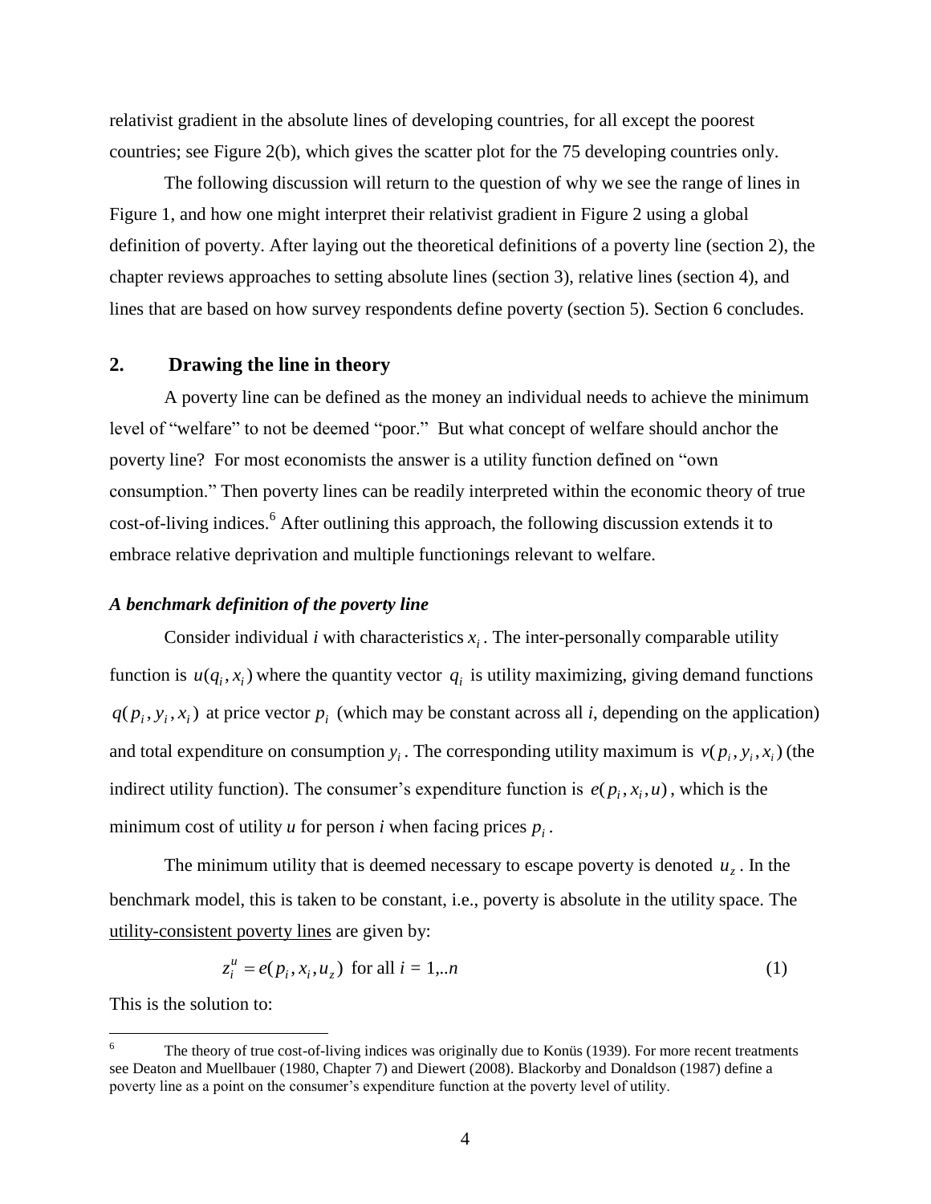relativist gradient in the absolute lines of developing countries, for all except the poorest countries; see Figure 2(b), which gives the scatter plot for the 75 developing countries only.

The following discussion will return to the question of why we see the range of lines in Figure 1, and how one might interpret their relativist gradient in Figure 2 using a global definition of poverty. After laying out the theoretical definitions of a poverty line (section 2), the chapter reviews approaches to setting absolute lines (section 3), relative lines (section 4), and lines that are based on how survey respondents define poverty (section 5). Section 6 concludes.

## 2. Drawing the line in theory

A poverty line can be defined as the money an individual needs to achieve the minimum level of "welfare" to not be deemed "poor." But what concept of welfare should anchor the poverty line? For most economists the answer is a utility function defined on "own consumption." Then poverty lines can be readily interpreted within the economic theory of true cost-of-living indices.[6] After outlining this approach, the following discussion extends it to embrace relative deprivation and multiple functionings relevant to welfare.

### *A benchmark definition of the poverty line*

Consider individual *i* with characteristics $x_i$. The inter-personally comparable utility function is $u(q_i, x_i)$ where the quantity vector $q_i$ is utility maximizing, giving demand functions $q(p_i, y_i, x_i)$ at price vector $p_i$ (which may be constant across all *i*, depending on the application) and total expenditure on consumption $y_i$. The corresponding utility maximum is $v(p_i, y_i, x_i)$ (the indirect utility function). The consumer's expenditure function is $e(p_i, x_i, u)$, which is the minimum cost of utility *u* for person *i* when facing prices $p_i$.

The minimum utility that is deemed necessary to escape poverty is denoted $u_z$. In the benchmark model, this is taken to be constant, i.e., poverty is absolute in the utility space. The utility-consistent poverty lines are given by:

$$z_i^u = e(p_i, x_i, u_z) \text{ for all } i = 1,..n \tag{1}$$

This is the solution to:

---

[6] The theory of true cost-of-living indices was originally due to Konüs (1939). For more recent treatments see Deaton and Muellbauer (1980, Chapter 7) and Diewert (2008). Blackorby and Donaldson (1987) define a poverty line as a point on the consumer's expenditure function at the poverty level of utility.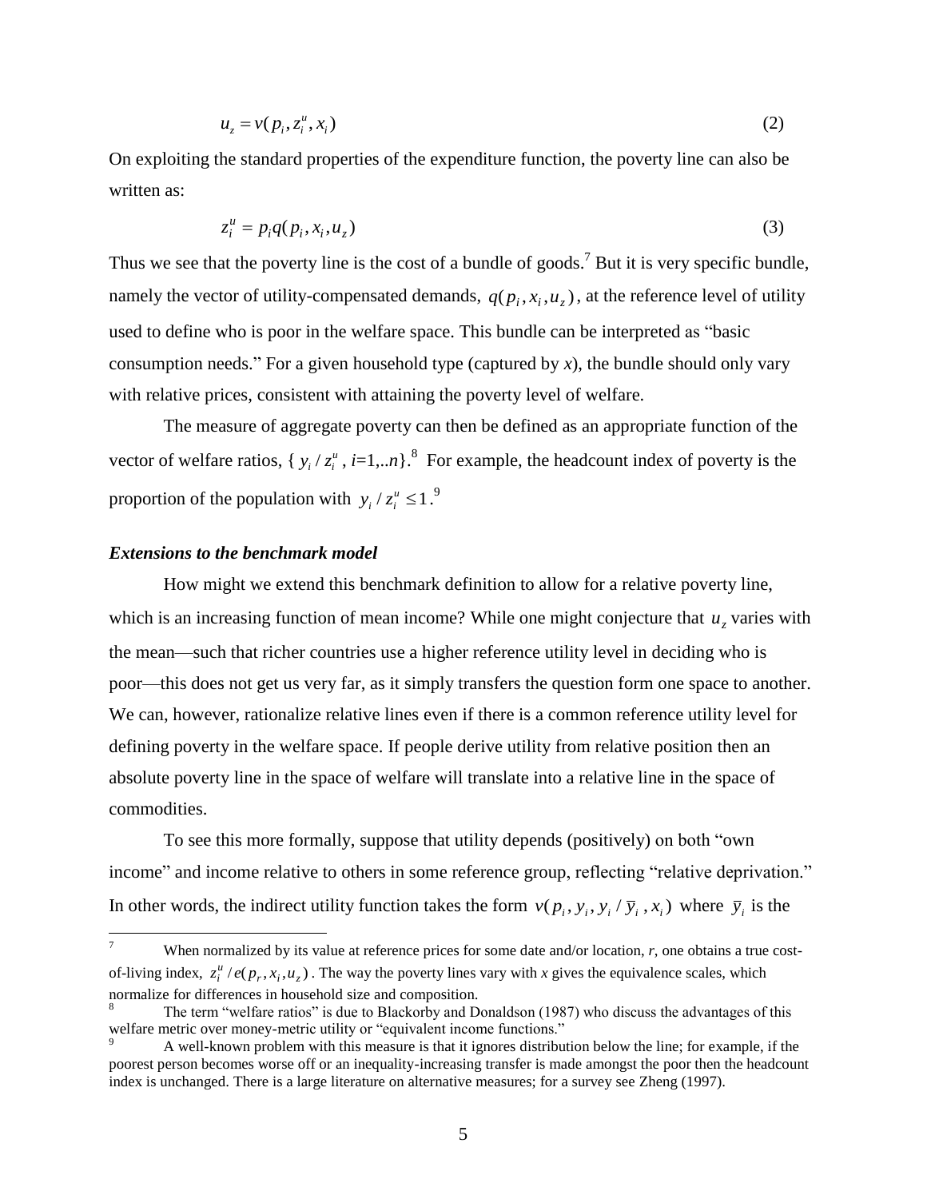$$u_z = v(p_i, z_i^u, x_i) \tag{2}$$

On exploiting the standard properties of the expenditure function, the poverty line can also be written as:

$$z_i^u = p_i q(p_i, x_i, u_z) \tag{3}$$

Thus we see that the poverty line is the cost of a bundle of goods.[7] But it is very specific bundle, namely the vector of utility-compensated demands, $q(p_i, x_i, u_z)$, at the reference level of utility used to define who is poor in the welfare space. This bundle can be interpreted as "basic consumption needs." For a given household type (captured by $x$), the bundle should only vary with relative prices, consistent with attaining the poverty level of welfare.

The measure of aggregate poverty can then be defined as an appropriate function of the vector of welfare ratios, $\{ y_i / z_i^u , i=1,..n\}$.[8] For example, the headcount index of poverty is the proportion of the population with $y_i / z_i^u \leq 1$.[9]

***Extensions to the benchmark model***

How might we extend this benchmark definition to allow for a relative poverty line, which is an increasing function of mean income? While one might conjecture that $u_z$ varies with the mean—such that richer countries use a higher reference utility level in deciding who is poor—this does not get us very far, as it simply transfers the question form one space to another. We can, however, rationalize relative lines even if there is a common reference utility level for defining poverty in the welfare space. If people derive utility from relative position then an absolute poverty line in the space of welfare will translate into a relative line in the space of commodities.

To see this more formally, suppose that utility depends (positively) on both "own income" and income relative to others in some reference group, reflecting "relative deprivation." In other words, the indirect utility function takes the form $v(p_i, y_i, y_i / \bar{y}_i , x_i)$ where $\bar{y}_i$ is the

---

[7] When normalized by its value at reference prices for some date and/or location, $r$, one obtains a true cost-of-living index, $z_i^u / e(p_r, x_i, u_z)$. The way the poverty lines vary with $x$ gives the equivalence scales, which normalize for differences in household size and composition.

[8] The term "welfare ratios" is due to Blackorby and Donaldson (1987) who discuss the advantages of this welfare metric over money-metric utility or "equivalent income functions."

[9] A well-known problem with this measure is that it ignores distribution below the line; for example, if the poorest person becomes worse off or an inequality-increasing transfer is made amongst the poor then the headcount index is unchanged. There is a large literature on alternative measures; for a survey see Zheng (1997).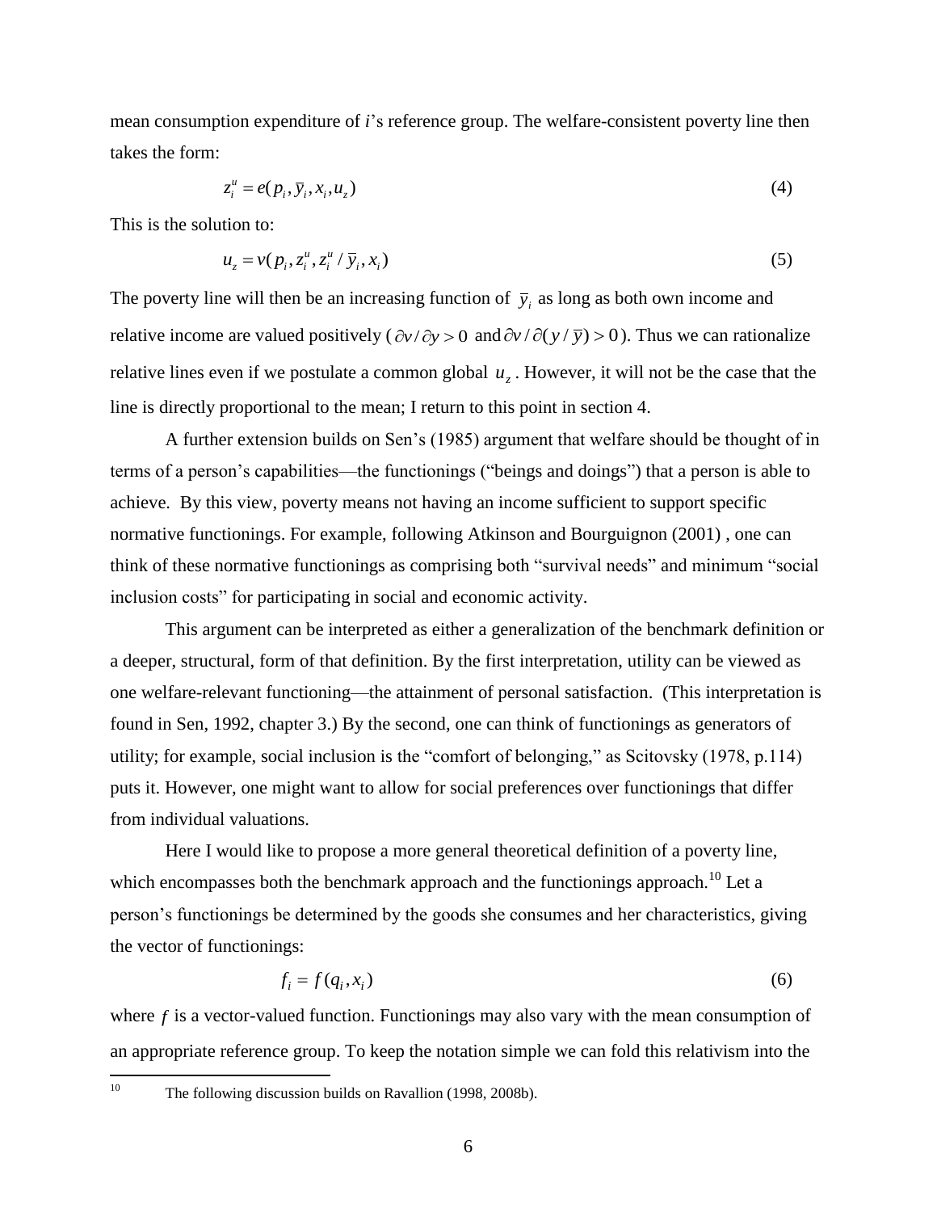mean consumption expenditure of *i*'s reference group. The welfare-consistent poverty line then takes the form:

$$z_i^u = e(p_i, \bar{y}_i, x_i, u_z) \tag{4}$$

This is the solution to:

$$u_z = v(p_i, z_i^u, z_i^u / \bar{y}_i, x_i) \tag{5}$$

The poverty line will then be an increasing function of $\bar{y}_i$ as long as both own income and relative income are valued positively ($\partial v / \partial y > 0$ and $\partial v / \partial (y / \bar{y}) > 0$). Thus we can rationalize relative lines even if we postulate a common global $u_z$. However, it will not be the case that the line is directly proportional to the mean; I return to this point in section 4.

A further extension builds on Sen's (1985) argument that welfare should be thought of in terms of a person's capabilities—the functionings ("beings and doings") that a person is able to achieve. By this view, poverty means not having an income sufficient to support specific normative functionings. For example, following Atkinson and Bourguignon (2001) , one can think of these normative functionings as comprising both "survival needs" and minimum "social inclusion costs" for participating in social and economic activity.

This argument can be interpreted as either a generalization of the benchmark definition or a deeper, structural, form of that definition. By the first interpretation, utility can be viewed as one welfare-relevant functioning—the attainment of personal satisfaction. (This interpretation is found in Sen, 1992, chapter 3.) By the second, one can think of functionings as generators of utility; for example, social inclusion is the "comfort of belonging," as Scitovsky (1978, p.114) puts it. However, one might want to allow for social preferences over functionings that differ from individual valuations.

Here I would like to propose a more general theoretical definition of a poverty line, which encompasses both the benchmark approach and the functionings approach.[10] Let a person's functionings be determined by the goods she consumes and her characteristics, giving the vector of functionings:

$$f_i = f(q_i, x_i) \tag{6}$$

where $f$ is a vector-valued function. Functionings may also vary with the mean consumption of an appropriate reference group. To keep the notation simple we can fold this relativism into the

[10] The following discussion builds on Ravallion (1998, 2008b).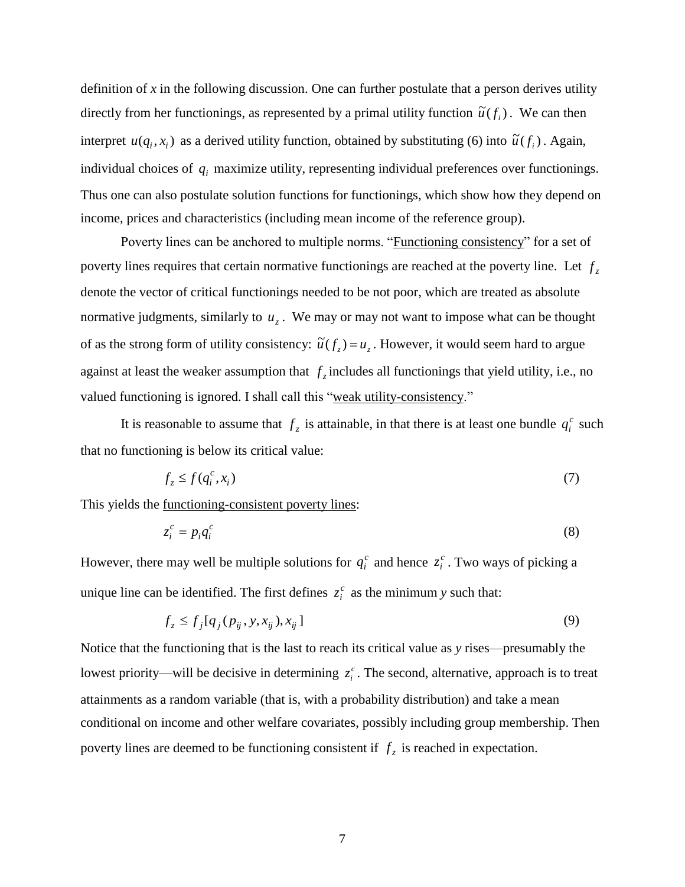definition of $x$ in the following discussion. One can further postulate that a person derives utility directly from her functionings, as represented by a primal utility function $\tilde{u}(f_i)$. We can then interpret $u(q_i, x_i)$ as a derived utility function, obtained by substituting (6) into $\tilde{u}(f_i)$. Again, individual choices of $q_i$ maximize utility, representing individual preferences over functionings. Thus one can also postulate solution functions for functionings, which show how they depend on income, prices and characteristics (including mean income of the reference group).

Poverty lines can be anchored to multiple norms. "Functioning consistency" for a set of poverty lines requires that certain normative functionings are reached at the poverty line. Let $f_z$ denote the vector of critical functionings needed to be not poor, which are treated as absolute normative judgments, similarly to $u_z$. We may or may not want to impose what can be thought of as the strong form of utility consistency: $\tilde{u}(f_z) = u_z$. However, it would seem hard to argue against at least the weaker assumption that $f_z$ includes all functionings that yield utility, i.e., no valued functioning is ignored. I shall call this "weak utility-consistency."

It is reasonable to assume that $f_z$ is attainable, in that there is at least one bundle $q_i^c$ such that no functioning is below its critical value:

$$f_z \leq f(q_i^c, x_i) \tag{7}$$

This yields the functioning-consistent poverty lines:

$$z_i^c = p_i q_i^c \tag{8}$$

However, there may well be multiple solutions for $q_i^c$ and hence $z_i^c$. Two ways of picking a unique line can be identified. The first defines $z_i^c$ as the minimum $y$ such that:

$$f_z \leq f_j[q_j(p_{ij}, y, x_{ij}), x_{ij}] \tag{9}$$

Notice that the functioning that is the last to reach its critical value as $y$ rises—presumably the lowest priority—will be decisive in determining $z_i^c$. The second, alternative, approach is to treat attainments as a random variable (that is, with a probability distribution) and take a mean conditional on income and other welfare covariates, possibly including group membership. Then poverty lines are deemed to be functioning consistent if $f_z$ is reached in expectation.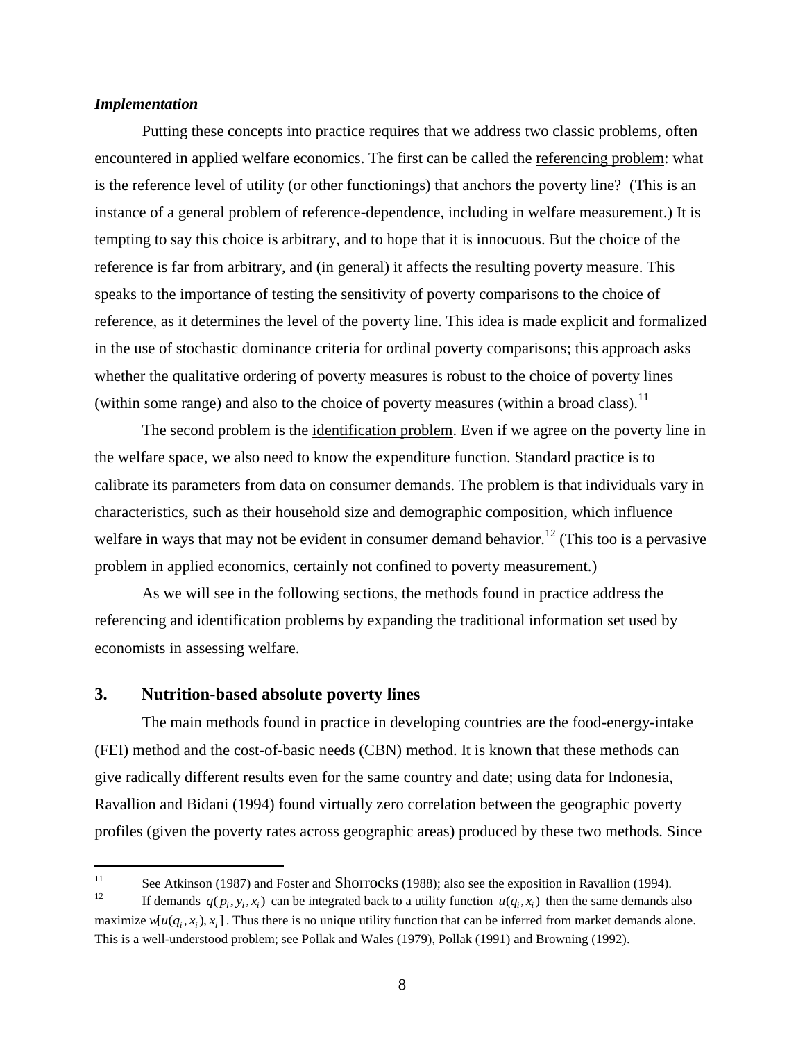### *Implementation*

Putting these concepts into practice requires that we address two classic problems, often encountered in applied welfare economics. The first can be called the referencing problem: what is the reference level of utility (or other functionings) that anchors the poverty line? (This is an instance of a general problem of reference-dependence, including in welfare measurement.) It is tempting to say this choice is arbitrary, and to hope that it is innocuous. But the choice of the reference is far from arbitrary, and (in general) it affects the resulting poverty measure. This speaks to the importance of testing the sensitivity of poverty comparisons to the choice of reference, as it determines the level of the poverty line. This idea is made explicit and formalized in the use of stochastic dominance criteria for ordinal poverty comparisons; this approach asks whether the qualitative ordering of poverty measures is robust to the choice of poverty lines (within some range) and also to the choice of poverty measures (within a broad class).[11]

The second problem is the identification problem. Even if we agree on the poverty line in the welfare space, we also need to know the expenditure function. Standard practice is to calibrate its parameters from data on consumer demands. The problem is that individuals vary in characteristics, such as their household size and demographic composition, which influence welfare in ways that may not be evident in consumer demand behavior.[12] (This too is a pervasive problem in applied economics, certainly not confined to poverty measurement.)

As we will see in the following sections, the methods found in practice address the referencing and identification problems by expanding the traditional information set used by economists in assessing welfare.

## 3. Nutrition-based absolute poverty lines

The main methods found in practice in developing countries are the food-energy-intake (FEI) method and the cost-of-basic needs (CBN) method. It is known that these methods can give radically different results even for the same country and date; using data for Indonesia, Ravallion and Bidani (1994) found virtually zero correlation between the geographic poverty profiles (given the poverty rates across geographic areas) produced by these two methods. Since

---

[11] See Atkinson (1987) and Foster and Shorrocks (1988); also see the exposition in Ravallion (1994).

[12] If demands $q(p_i, y_i, x_i)$ can be integrated back to a utility function $u(q_i, x_i)$ then the same demands also maximize $w[u(q_i, x_i), x_i]$. Thus there is no unique utility function that can be inferred from market demands alone. This is a well-understood problem; see Pollak and Wales (1979), Pollak (1991) and Browning (1992).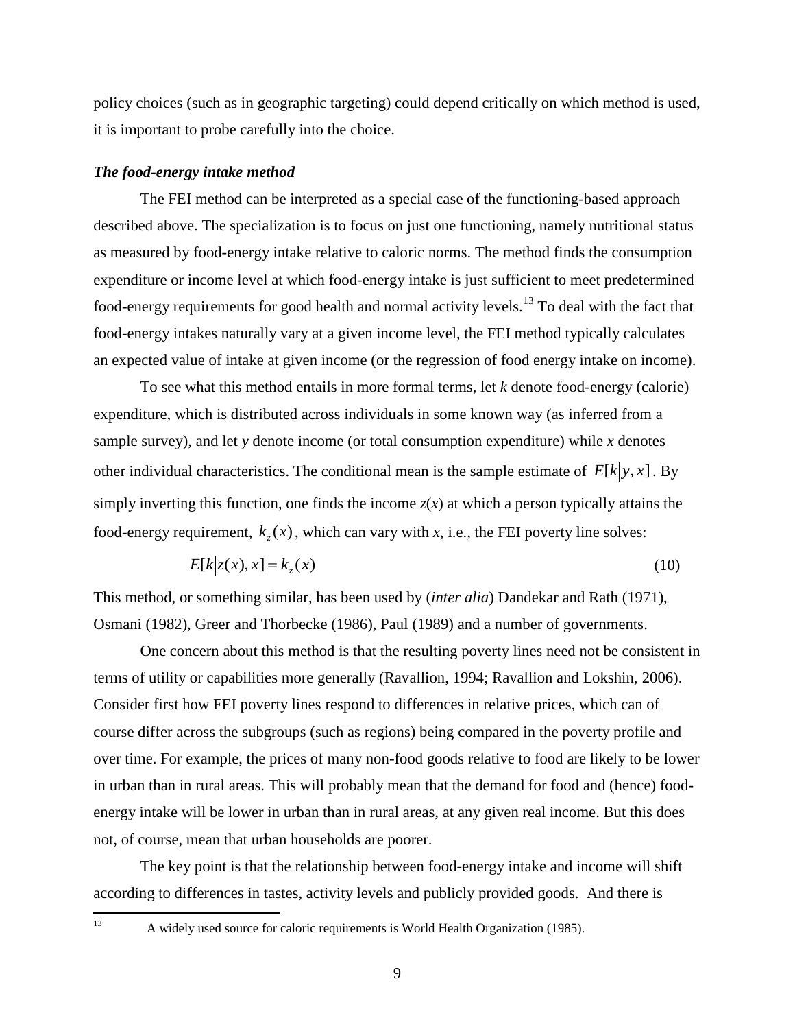policy choices (such as in geographic targeting) could depend critically on which method is used, it is important to probe carefully into the choice.

### *The food-energy intake method*

The FEI method can be interpreted as a special case of the functioning-based approach described above. The specialization is to focus on just one functioning, namely nutritional status as measured by food-energy intake relative to caloric norms. The method finds the consumption expenditure or income level at which food-energy intake is just sufficient to meet predetermined food-energy requirements for good health and normal activity levels.[13] To deal with the fact that food-energy intakes naturally vary at a given income level, the FEI method typically calculates an expected value of intake at given income (or the regression of food energy intake on income).

To see what this method entails in more formal terms, let $k$ denote food-energy (calorie) expenditure, which is distributed across individuals in some known way (as inferred from a sample survey), and let $y$ denote income (or total consumption expenditure) while $x$ denotes other individual characteristics. The conditional mean is the sample estimate of $E[k|y,x]$. By simply inverting this function, one finds the income $z(x)$ at which a person typically attains the food-energy requirement, $k_z(x)$, which can vary with $x$, i.e., the FEI poverty line solves:

$$E[k|z(x),x] = k_z(x) \tag{10}$$

This method, or something similar, has been used by (*inter alia*) Dandekar and Rath (1971), Osmani (1982), Greer and Thorbecke (1986), Paul (1989) and a number of governments.

One concern about this method is that the resulting poverty lines need not be consistent in terms of utility or capabilities more generally (Ravallion, 1994; Ravallion and Lokshin, 2006). Consider first how FEI poverty lines respond to differences in relative prices, which can of course differ across the subgroups (such as regions) being compared in the poverty profile and over time. For example, the prices of many non-food goods relative to food are likely to be lower in urban than in rural areas. This will probably mean that the demand for food and (hence) food-energy intake will be lower in urban than in rural areas, at any given real income. But this does not, of course, mean that urban households are poorer.

The key point is that the relationship between food-energy intake and income will shift according to differences in tastes, activity levels and publicly provided goods. And there is

[13] A widely used source for caloric requirements is World Health Organization (1985).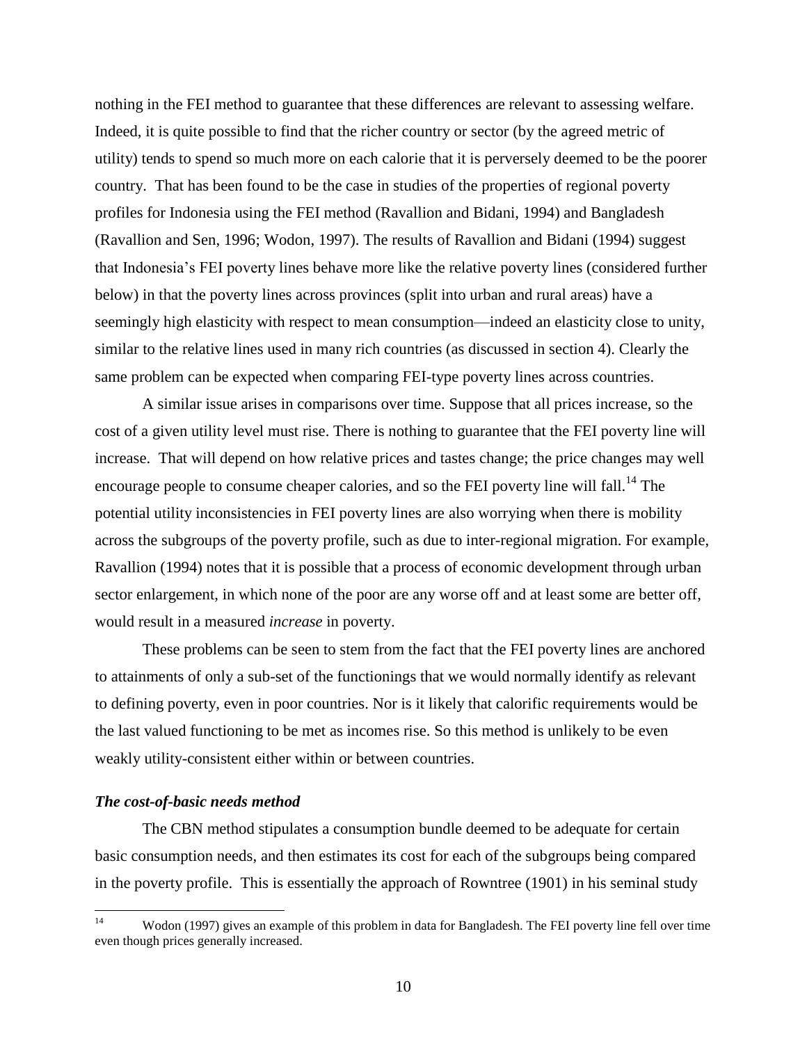nothing in the FEI method to guarantee that these differences are relevant to assessing welfare. Indeed, it is quite possible to find that the richer country or sector (by the agreed metric of utility) tends to spend so much more on each calorie that it is perversely deemed to be the poorer country. That has been found to be the case in studies of the properties of regional poverty profiles for Indonesia using the FEI method (Ravallion and Bidani, 1994) and Bangladesh (Ravallion and Sen, 1996; Wodon, 1997). The results of Ravallion and Bidani (1994) suggest that Indonesia's FEI poverty lines behave more like the relative poverty lines (considered further below) in that the poverty lines across provinces (split into urban and rural areas) have a seemingly high elasticity with respect to mean consumption—indeed an elasticity close to unity, similar to the relative lines used in many rich countries (as discussed in section 4). Clearly the same problem can be expected when comparing FEI-type poverty lines across countries.

A similar issue arises in comparisons over time. Suppose that all prices increase, so the cost of a given utility level must rise. There is nothing to guarantee that the FEI poverty line will increase. That will depend on how relative prices and tastes change; the price changes may well encourage people to consume cheaper calories, and so the FEI poverty line will fall.[14] The potential utility inconsistencies in FEI poverty lines are also worrying when there is mobility across the subgroups of the poverty profile, such as due to inter-regional migration. For example, Ravallion (1994) notes that it is possible that a process of economic development through urban sector enlargement, in which none of the poor are any worse off and at least some are better off, would result in a measured *increase* in poverty.

These problems can be seen to stem from the fact that the FEI poverty lines are anchored to attainments of only a sub-set of the functionings that we would normally identify as relevant to defining poverty, even in poor countries. Nor is it likely that calorific requirements would be the last valued functioning to be met as incomes rise. So this method is unlikely to be even weakly utility-consistent either within or between countries.

### *The cost-of-basic needs method*

The CBN method stipulates a consumption bundle deemed to be adequate for certain basic consumption needs, and then estimates its cost for each of the subgroups being compared in the poverty profile. This is essentially the approach of Rowntree (1901) in his seminal study

[14] Wodon (1997) gives an example of this problem in data for Bangladesh. The FEI poverty line fell over time even though prices generally increased.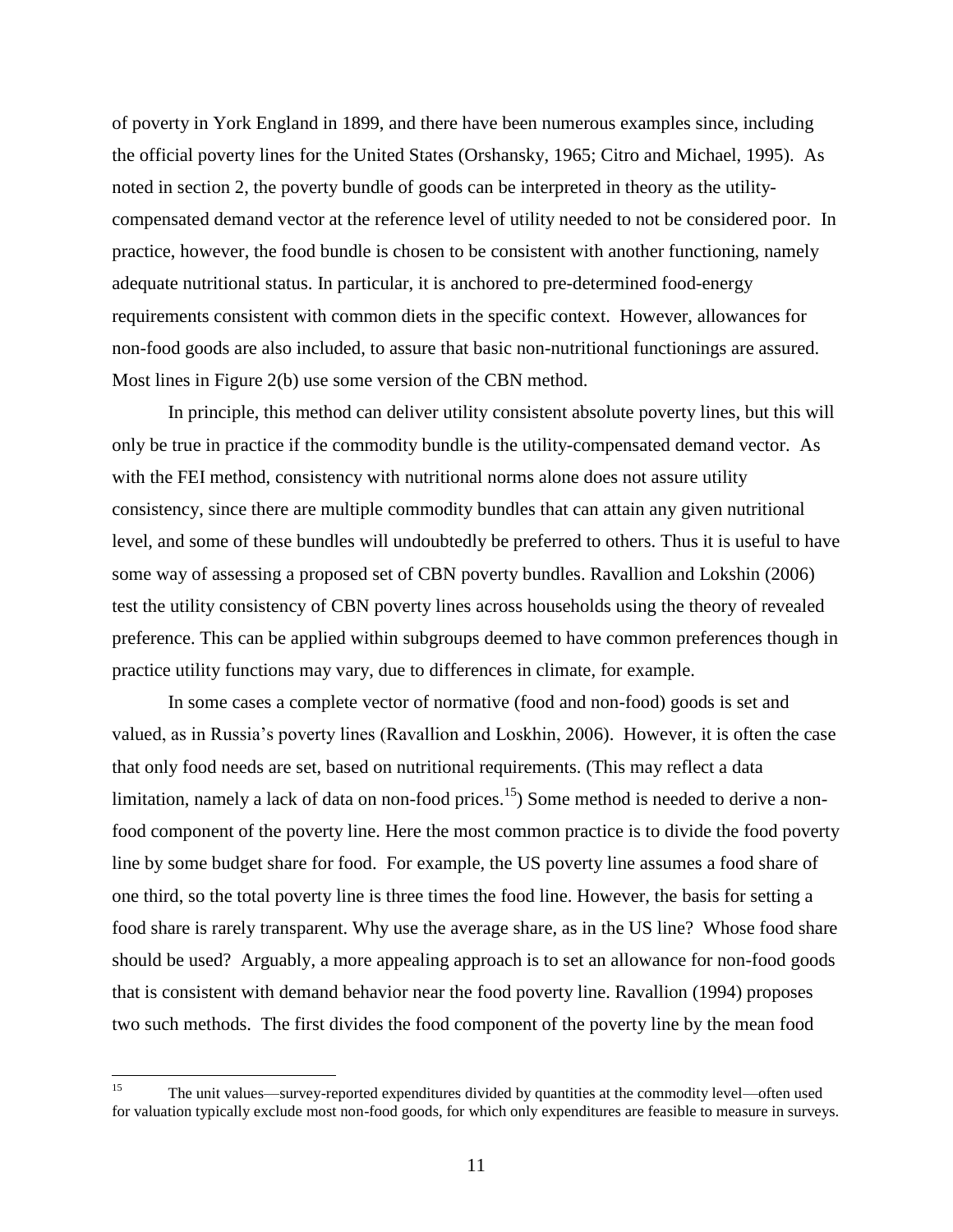of poverty in York England in 1899, and there have been numerous examples since, including the official poverty lines for the United States (Orshansky, 1965; Citro and Michael, 1995). As noted in section 2, the poverty bundle of goods can be interpreted in theory as the utility-compensated demand vector at the reference level of utility needed to not be considered poor. In practice, however, the food bundle is chosen to be consistent with another functioning, namely adequate nutritional status. In particular, it is anchored to pre-determined food-energy requirements consistent with common diets in the specific context. However, allowances for non-food goods are also included, to assure that basic non-nutritional functionings are assured. Most lines in Figure 2(b) use some version of the CBN method.

In principle, this method can deliver utility consistent absolute poverty lines, but this will only be true in practice if the commodity bundle is the utility-compensated demand vector. As with the FEI method, consistency with nutritional norms alone does not assure utility consistency, since there are multiple commodity bundles that can attain any given nutritional level, and some of these bundles will undoubtedly be preferred to others. Thus it is useful to have some way of assessing a proposed set of CBN poverty bundles. Ravallion and Lokshin (2006) test the utility consistency of CBN poverty lines across households using the theory of revealed preference. This can be applied within subgroups deemed to have common preferences though in practice utility functions may vary, due to differences in climate, for example.

In some cases a complete vector of normative (food and non-food) goods is set and valued, as in Russia's poverty lines (Ravallion and Loskhin, 2006). However, it is often the case that only food needs are set, based on nutritional requirements. (This may reflect a data limitation, namely a lack of data on non-food prices.[15]) Some method is needed to derive a non-food component of the poverty line. Here the most common practice is to divide the food poverty line by some budget share for food. For example, the US poverty line assumes a food share of one third, so the total poverty line is three times the food line. However, the basis for setting a food share is rarely transparent. Why use the average share, as in the US line? Whose food share should be used? Arguably, a more appealing approach is to set an allowance for non-food goods that is consistent with demand behavior near the food poverty line. Ravallion (1994) proposes two such methods. The first divides the food component of the poverty line by the mean food

[15] The unit values—survey-reported expenditures divided by quantities at the commodity level—often used for valuation typically exclude most non-food goods, for which only expenditures are feasible to measure in surveys.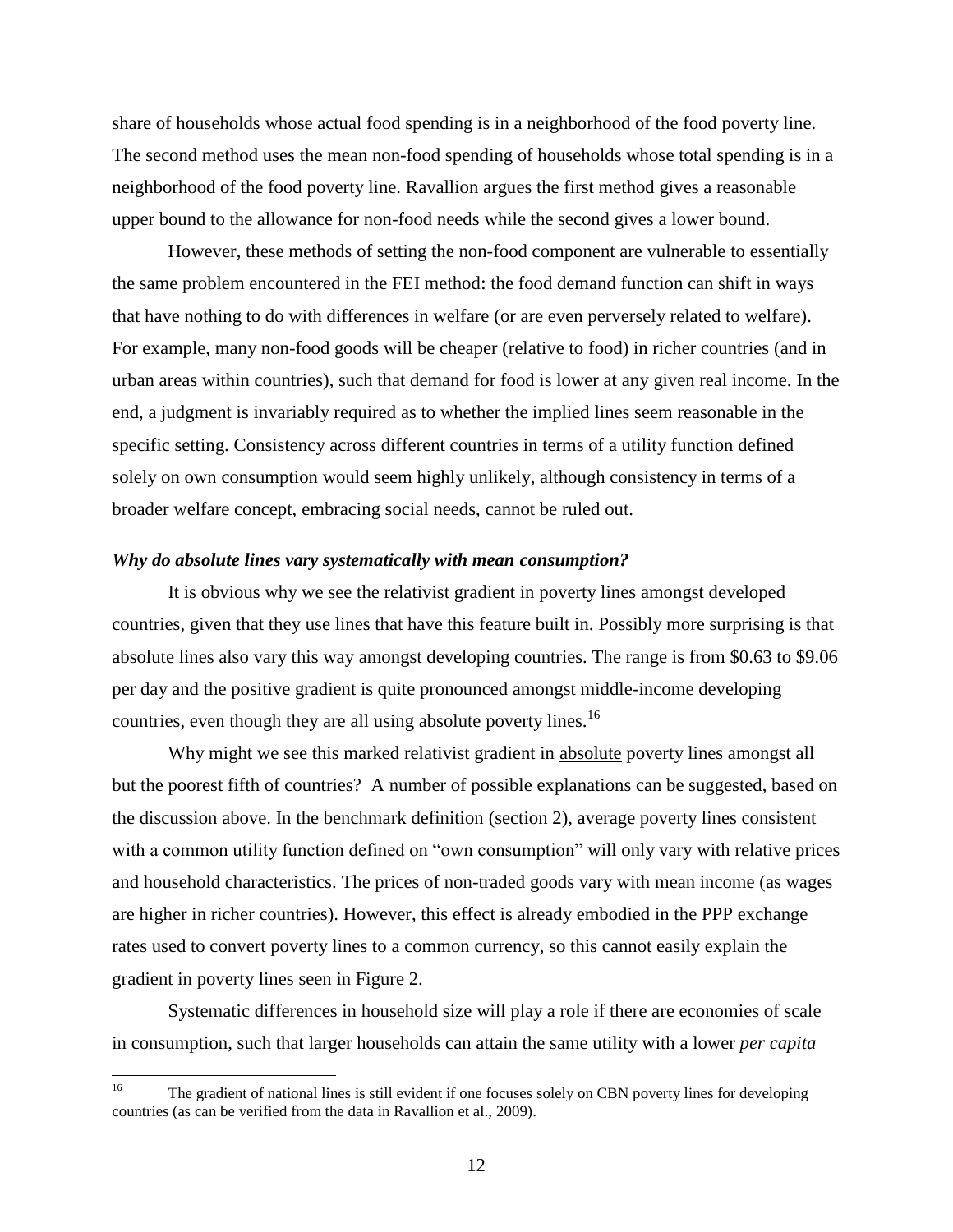share of households whose actual food spending is in a neighborhood of the food poverty line. The second method uses the mean non-food spending of households whose total spending is in a neighborhood of the food poverty line. Ravallion argues the first method gives a reasonable upper bound to the allowance for non-food needs while the second gives a lower bound.

However, these methods of setting the non-food component are vulnerable to essentially the same problem encountered in the FEI method: the food demand function can shift in ways that have nothing to do with differences in welfare (or are even perversely related to welfare). For example, many non-food goods will be cheaper (relative to food) in richer countries (and in urban areas within countries), such that demand for food is lower at any given real income. In the end, a judgment is invariably required as to whether the implied lines seem reasonable in the specific setting. Consistency across different countries in terms of a utility function defined solely on own consumption would seem highly unlikely, although consistency in terms of a broader welfare concept, embracing social needs, cannot be ruled out.

***Why do absolute lines vary systematically with mean consumption?***

It is obvious why we see the relativist gradient in poverty lines amongst developed countries, given that they use lines that have this feature built in. Possibly more surprising is that absolute lines also vary this way amongst developing countries. The range is from \$0.63 to \$9.06 per day and the positive gradient is quite pronounced amongst middle-income developing countries, even though they are all using absolute poverty lines.[16]

Why might we see this marked relativist gradient in absolute poverty lines amongst all but the poorest fifth of countries? A number of possible explanations can be suggested, based on the discussion above. In the benchmark definition (section 2), average poverty lines consistent with a common utility function defined on "own consumption" will only vary with relative prices and household characteristics. The prices of non-traded goods vary with mean income (as wages are higher in richer countries). However, this effect is already embodied in the PPP exchange rates used to convert poverty lines to a common currency, so this cannot easily explain the gradient in poverty lines seen in Figure 2.

Systematic differences in household size will play a role if there are economies of scale in consumption, such that larger households can attain the same utility with a lower *per capita*

[16] The gradient of national lines is still evident if one focuses solely on CBN poverty lines for developing countries (as can be verified from the data in Ravallion et al., 2009).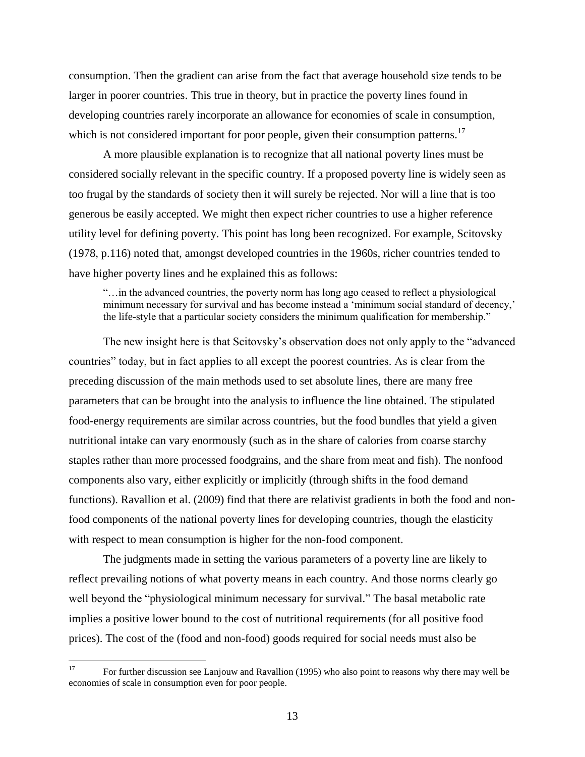consumption. Then the gradient can arise from the fact that average household size tends to be larger in poorer countries. This true in theory, but in practice the poverty lines found in developing countries rarely incorporate an allowance for economies of scale in consumption, which is not considered important for poor people, given their consumption patterns.[17]

A more plausible explanation is to recognize that all national poverty lines must be considered socially relevant in the specific country. If a proposed poverty line is widely seen as too frugal by the standards of society then it will surely be rejected. Nor will a line that is too generous be easily accepted. We might then expect richer countries to use a higher reference utility level for defining poverty. This point has long been recognized. For example, Scitovsky (1978, p.116) noted that, amongst developed countries in the 1960s, richer countries tended to have higher poverty lines and he explained this as follows:

> "…in the advanced countries, the poverty norm has long ago ceased to reflect a physiological minimum necessary for survival and has become instead a 'minimum social standard of decency,' the life-style that a particular society considers the minimum qualification for membership."

The new insight here is that Scitovsky's observation does not only apply to the "advanced countries" today, but in fact applies to all except the poorest countries. As is clear from the preceding discussion of the main methods used to set absolute lines, there are many free parameters that can be brought into the analysis to influence the line obtained. The stipulated food-energy requirements are similar across countries, but the food bundles that yield a given nutritional intake can vary enormously (such as in the share of calories from coarse starchy staples rather than more processed foodgrains, and the share from meat and fish). The nonfood components also vary, either explicitly or implicitly (through shifts in the food demand functions). Ravallion et al. (2009) find that there are relativist gradients in both the food and non-food components of the national poverty lines for developing countries, though the elasticity with respect to mean consumption is higher for the non-food component.

The judgments made in setting the various parameters of a poverty line are likely to reflect prevailing notions of what poverty means in each country. And those norms clearly go well beyond the "physiological minimum necessary for survival." The basal metabolic rate implies a positive lower bound to the cost of nutritional requirements (for all positive food prices). The cost of the (food and non-food) goods required for social needs must also be

[17] For further discussion see Lanjouw and Ravallion (1995) who also point to reasons why there may well be economies of scale in consumption even for poor people.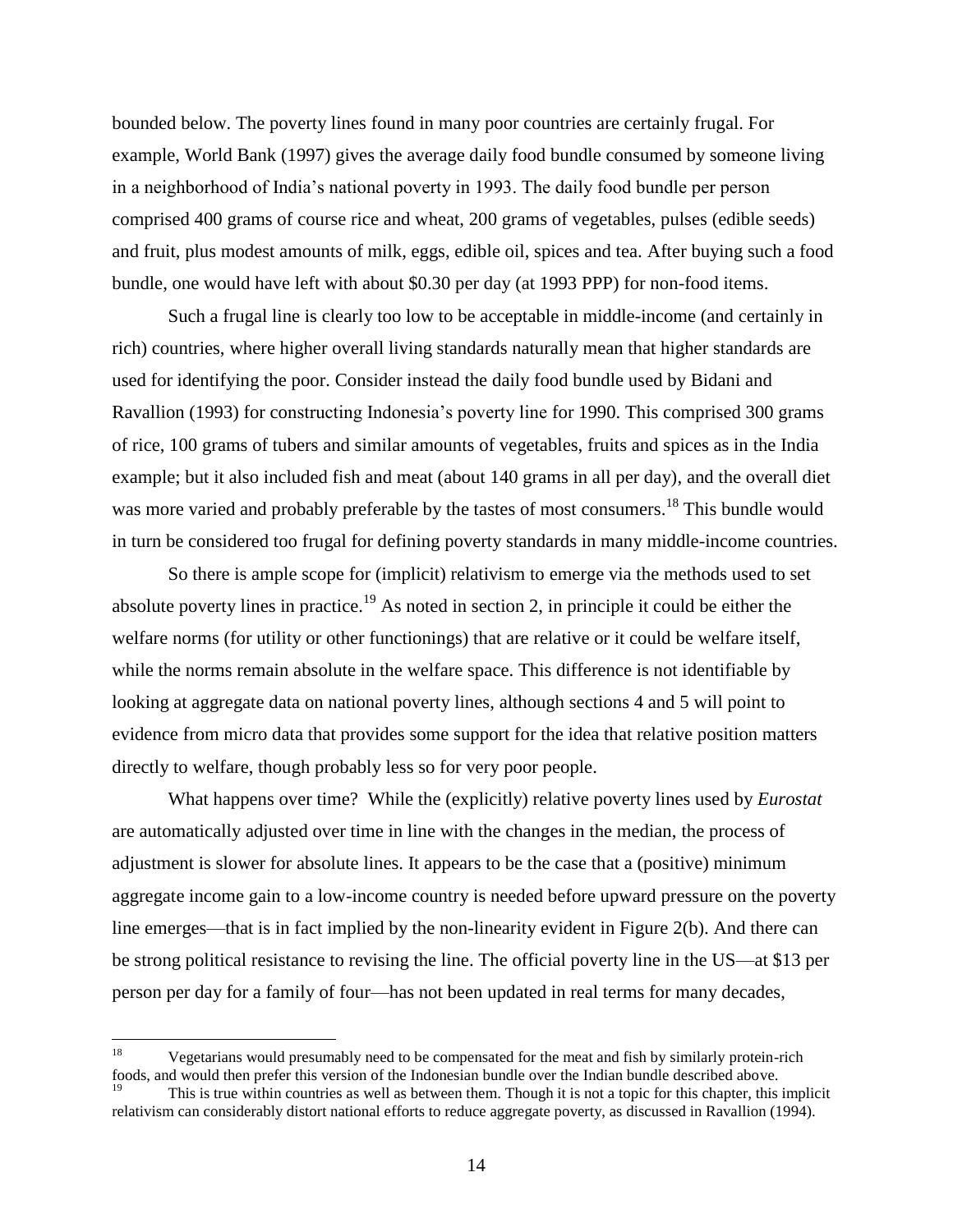bounded below. The poverty lines found in many poor countries are certainly frugal. For example, World Bank (1997) gives the average daily food bundle consumed by someone living in a neighborhood of India's national poverty in 1993. The daily food bundle per person comprised 400 grams of course rice and wheat, 200 grams of vegetables, pulses (edible seeds) and fruit, plus modest amounts of milk, eggs, edible oil, spices and tea. After buying such a food bundle, one would have left with about $0.30 per day (at 1993 PPP) for non-food items.

Such a frugal line is clearly too low to be acceptable in middle-income (and certainly in rich) countries, where higher overall living standards naturally mean that higher standards are used for identifying the poor. Consider instead the daily food bundle used by Bidani and Ravallion (1993) for constructing Indonesia's poverty line for 1990. This comprised 300 grams of rice, 100 grams of tubers and similar amounts of vegetables, fruits and spices as in the India example; but it also included fish and meat (about 140 grams in all per day), and the overall diet was more varied and probably preferable by the tastes of most consumers.[18] This bundle would in turn be considered too frugal for defining poverty standards in many middle-income countries.

So there is ample scope for (implicit) relativism to emerge via the methods used to set absolute poverty lines in practice.[19] As noted in section 2, in principle it could be either the welfare norms (for utility or other functionings) that are relative or it could be welfare itself, while the norms remain absolute in the welfare space. This difference is not identifiable by looking at aggregate data on national poverty lines, although sections 4 and 5 will point to evidence from micro data that provides some support for the idea that relative position matters directly to welfare, though probably less so for very poor people.

What happens over time? While the (explicitly) relative poverty lines used by *Eurostat* are automatically adjusted over time in line with the changes in the median, the process of adjustment is slower for absolute lines. It appears to be the case that a (positive) minimum aggregate income gain to a low-income country is needed before upward pressure on the poverty line emerges—that is in fact implied by the non-linearity evident in Figure 2(b). And there can be strong political resistance to revising the line. The official poverty line in the US—at $13 per person per day for a family of four—has not been updated in real terms for many decades,

---

[18] Vegetarians would presumably need to be compensated for the meat and fish by similarly protein-rich foods, and would then prefer this version of the Indonesian bundle over the Indian bundle described above.

[19] This is true within countries as well as between them. Though it is not a topic for this chapter, this implicit relativism can considerably distort national efforts to reduce aggregate poverty, as discussed in Ravallion (1994).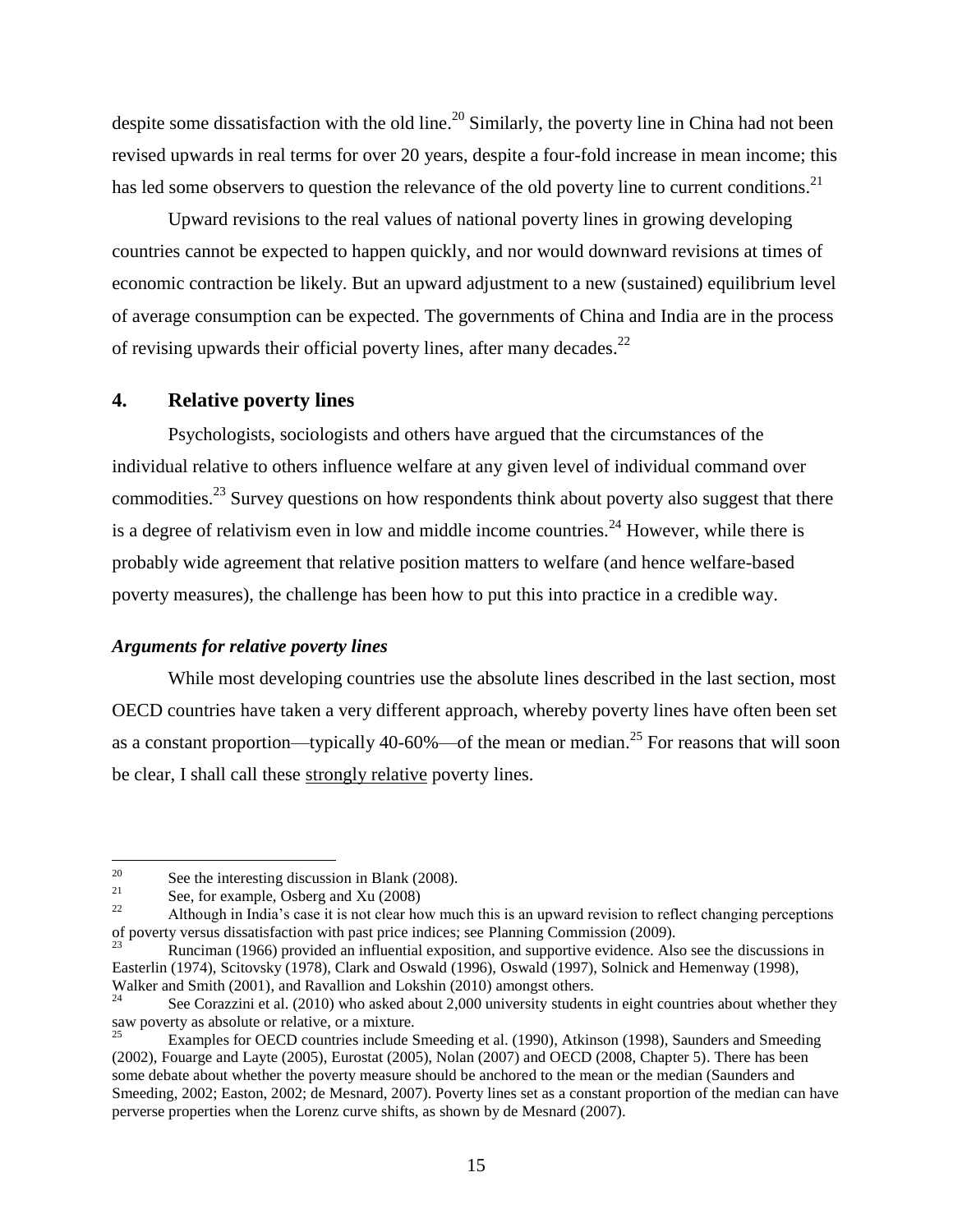despite some dissatisfaction with the old line.[20] Similarly, the poverty line in China had not been revised upwards in real terms for over 20 years, despite a four-fold increase in mean income; this has led some observers to question the relevance of the old poverty line to current conditions.[21]

Upward revisions to the real values of national poverty lines in growing developing countries cannot be expected to happen quickly, and nor would downward revisions at times of economic contraction be likely. But an upward adjustment to a new (sustained) equilibrium level of average consumption can be expected. The governments of China and India are in the process of revising upwards their official poverty lines, after many decades.[22]

## 4. Relative poverty lines

Psychologists, sociologists and others have argued that the circumstances of the individual relative to others influence welfare at any given level of individual command over commodities.[23] Survey questions on how respondents think about poverty also suggest that there is a degree of relativism even in low and middle income countries.[24] However, while there is probably wide agreement that relative position matters to welfare (and hence welfare-based poverty measures), the challenge has been how to put this into practice in a credible way.

### *Arguments for relative poverty lines*

While most developing countries use the absolute lines described in the last section, most OECD countries have taken a very different approach, whereby poverty lines have often been set as a constant proportion—typically 40-60%—of the mean or median.[25] For reasons that will soon be clear, I shall call these strongly relative poverty lines.

---

[20] See the interesting discussion in Blank (2008).

[21] See, for example, Osberg and Xu (2008)

[22] Although in India's case it is not clear how much this is an upward revision to reflect changing perceptions of poverty versus dissatisfaction with past price indices; see Planning Commission (2009).

[23] Runciman (1966) provided an influential exposition, and supportive evidence. Also see the discussions in Easterlin (1974), Scitovsky (1978), Clark and Oswald (1996), Oswald (1997), Solnick and Hemenway (1998), Walker and Smith (2001), and Ravallion and Lokshin (2010) amongst others.

[24] See Corazzini et al. (2010) who asked about 2,000 university students in eight countries about whether they saw poverty as absolute or relative, or a mixture.

[25] Examples for OECD countries include Smeeding et al. (1990), Atkinson (1998), Saunders and Smeeding (2002), Fouarge and Layte (2005), Eurostat (2005), Nolan (2007) and OECD (2008, Chapter 5). There has been some debate about whether the poverty measure should be anchored to the mean or the median (Saunders and Smeeding, 2002; Easton, 2002; de Mesnard, 2007). Poverty lines set as a constant proportion of the median can have perverse properties when the Lorenz curve shifts, as shown by de Mesnard (2007).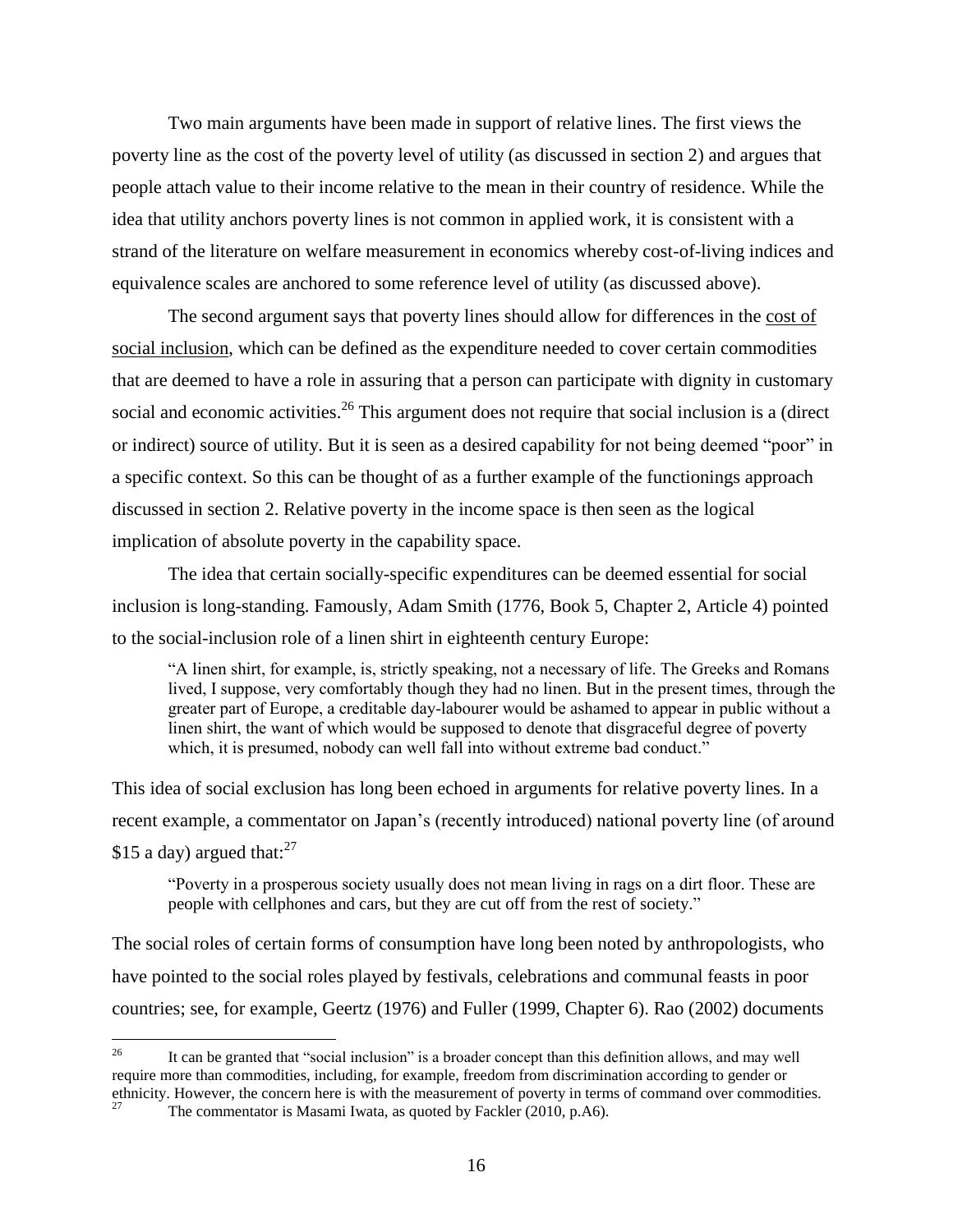Two main arguments have been made in support of relative lines. The first views the poverty line as the cost of the poverty level of utility (as discussed in section 2) and argues that people attach value to their income relative to the mean in their country of residence. While the idea that utility anchors poverty lines is not common in applied work, it is consistent with a strand of the literature on welfare measurement in economics whereby cost-of-living indices and equivalence scales are anchored to some reference level of utility (as discussed above).

The second argument says that poverty lines should allow for differences in the cost of social inclusion, which can be defined as the expenditure needed to cover certain commodities that are deemed to have a role in assuring that a person can participate with dignity in customary social and economic activities.[26] This argument does not require that social inclusion is a (direct or indirect) source of utility. But it is seen as a desired capability for not being deemed "poor" in a specific context. So this can be thought of as a further example of the functionings approach discussed in section 2. Relative poverty in the income space is then seen as the logical implication of absolute poverty in the capability space.

The idea that certain socially-specific expenditures can be deemed essential for social inclusion is long-standing. Famously, Adam Smith (1776, Book 5, Chapter 2, Article 4) pointed to the social-inclusion role of a linen shirt in eighteenth century Europe:

> "A linen shirt, for example, is, strictly speaking, not a necessary of life. The Greeks and Romans lived, I suppose, very comfortably though they had no linen. But in the present times, through the greater part of Europe, a creditable day-labourer would be ashamed to appear in public without a linen shirt, the want of which would be supposed to denote that disgraceful degree of poverty which, it is presumed, nobody can well fall into without extreme bad conduct."

This idea of social exclusion has long been echoed in arguments for relative poverty lines. In a recent example, a commentator on Japan's (recently introduced) national poverty line (of around $15 a day) argued that:[27]

> "Poverty in a prosperous society usually does not mean living in rags on a dirt floor. These are people with cellphones and cars, but they are cut off from the rest of society."

The social roles of certain forms of consumption have long been noted by anthropologists, who have pointed to the social roles played by festivals, celebrations and communal feasts in poor countries; see, for example, Geertz (1976) and Fuller (1999, Chapter 6). Rao (2002) documents

---

[26] It can be granted that "social inclusion" is a broader concept than this definition allows, and may well require more than commodities, including, for example, freedom from discrimination according to gender or ethnicity. However, the concern here is with the measurement of poverty in terms of command over commodities.

[27] The commentator is Masami Iwata, as quoted by Fackler (2010, p.A6).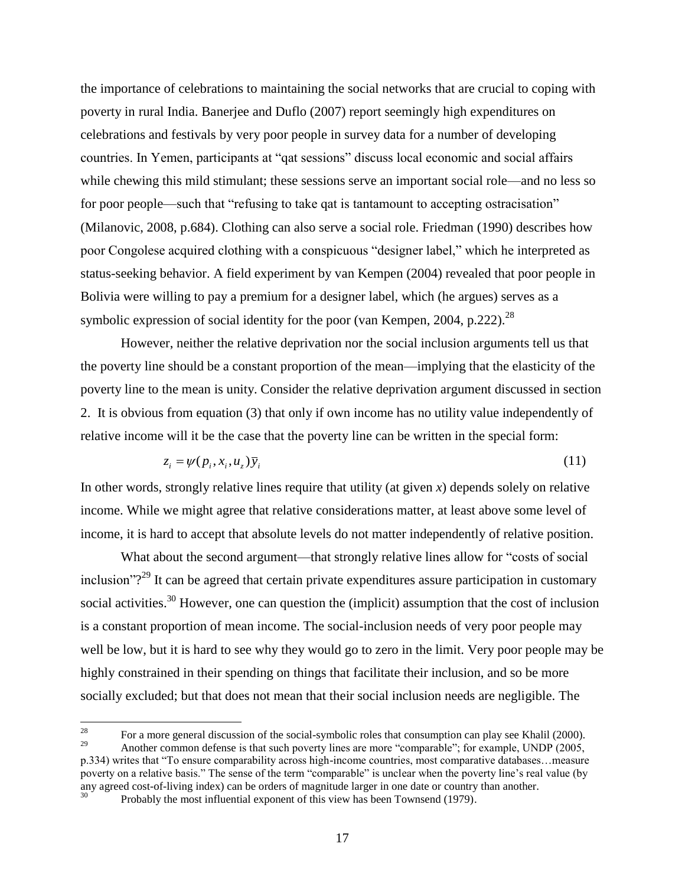the importance of celebrations to maintaining the social networks that are crucial to coping with poverty in rural India. Banerjee and Duflo (2007) report seemingly high expenditures on celebrations and festivals by very poor people in survey data for a number of developing countries. In Yemen, participants at "qat sessions" discuss local economic and social affairs while chewing this mild stimulant; these sessions serve an important social role—and no less so for poor people—such that "refusing to take qat is tantamount to accepting ostracisation" (Milanovic, 2008, p.684). Clothing can also serve a social role. Friedman (1990) describes how poor Congolese acquired clothing with a conspicuous "designer label," which he interpreted as status-seeking behavior. A field experiment by van Kempen (2004) revealed that poor people in Bolivia were willing to pay a premium for a designer label, which (he argues) serves as a symbolic expression of social identity for the poor (van Kempen, 2004, p.222).[28]

However, neither the relative deprivation nor the social inclusion arguments tell us that the poverty line should be a constant proportion of the mean—implying that the elasticity of the poverty line to the mean is unity. Consider the relative deprivation argument discussed in section 2. It is obvious from equation (3) that only if own income has no utility value independently of relative income will it be the case that the poverty line can be written in the special form:

$$z_i = \psi(p_i, x_i, u_z)\bar{y}_i \tag{11}$$

In other words, strongly relative lines require that utility (at given $x$) depends solely on relative income. While we might agree that relative considerations matter, at least above some level of income, it is hard to accept that absolute levels do not matter independently of relative position.

What about the second argument—that strongly relative lines allow for "costs of social inclusion"?[29] It can be agreed that certain private expenditures assure participation in customary social activities.[30] However, one can question the (implicit) assumption that the cost of inclusion is a constant proportion of mean income. The social-inclusion needs of very poor people may well be low, but it is hard to see why they would go to zero in the limit. Very poor people may be highly constrained in their spending on things that facilitate their inclusion, and so be more socially excluded; but that does not mean that their social inclusion needs are negligible. The

[28] For a more general discussion of the social-symbolic roles that consumption can play see Khalil (2000).

[29] Another common defense is that such poverty lines are more "comparable"; for example, UNDP (2005, p.334) writes that "To ensure comparability across high-income countries, most comparative databases…measure poverty on a relative basis." The sense of the term "comparable" is unclear when the poverty line's real value (by any agreed cost-of-living index) can be orders of magnitude larger in one date or country than another.

[30] Probably the most influential exponent of this view has been Townsend (1979).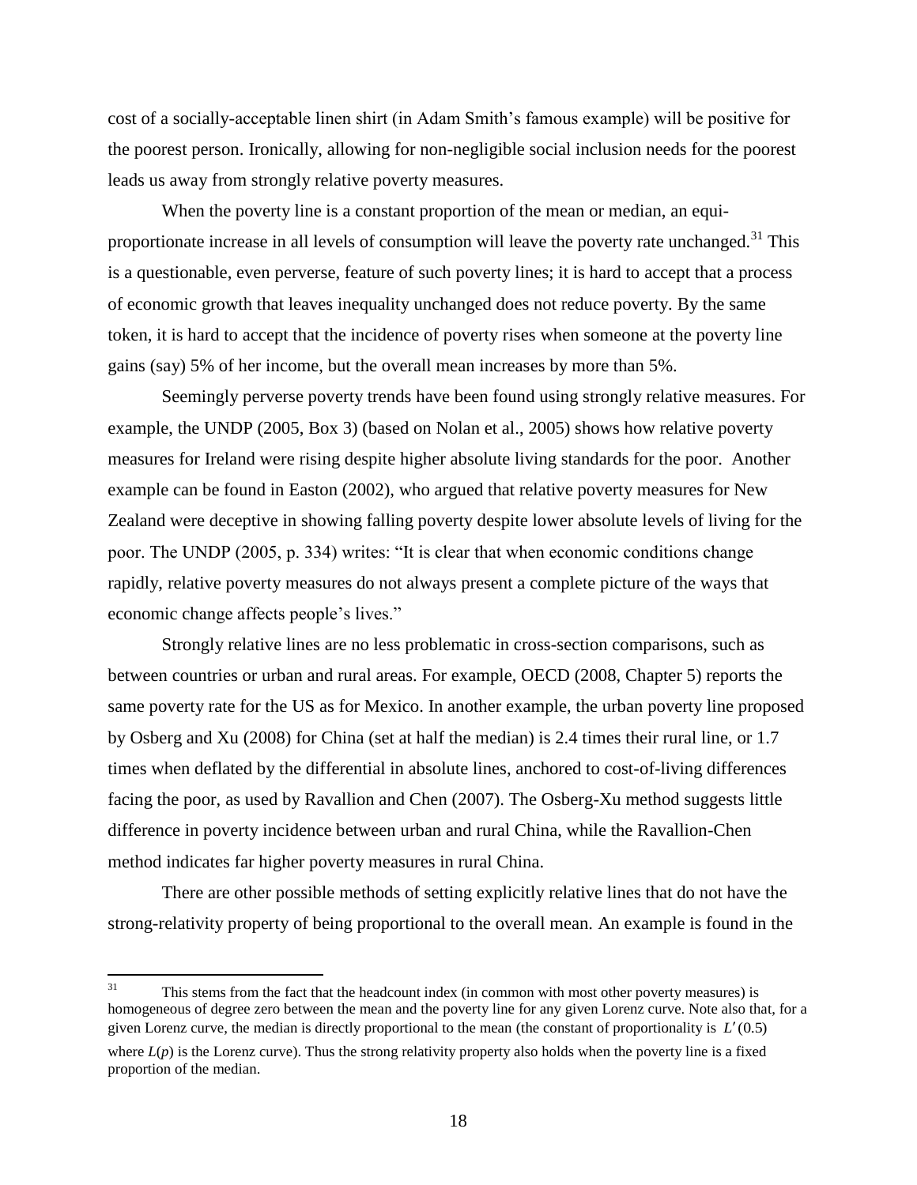cost of a socially-acceptable linen shirt (in Adam Smith's famous example) will be positive for the poorest person. Ironically, allowing for non-negligible social inclusion needs for the poorest leads us away from strongly relative poverty measures.

When the poverty line is a constant proportion of the mean or median, an equi-proportionate increase in all levels of consumption will leave the poverty rate unchanged.[31] This is a questionable, even perverse, feature of such poverty lines; it is hard to accept that a process of economic growth that leaves inequality unchanged does not reduce poverty. By the same token, it is hard to accept that the incidence of poverty rises when someone at the poverty line gains (say) 5% of her income, but the overall mean increases by more than 5%.

Seemingly perverse poverty trends have been found using strongly relative measures. For example, the UNDP (2005, Box 3) (based on Nolan et al., 2005) shows how relative poverty measures for Ireland were rising despite higher absolute living standards for the poor. Another example can be found in Easton (2002), who argued that relative poverty measures for New Zealand were deceptive in showing falling poverty despite lower absolute levels of living for the poor. The UNDP (2005, p. 334) writes: "It is clear that when economic conditions change rapidly, relative poverty measures do not always present a complete picture of the ways that economic change affects people's lives."

Strongly relative lines are no less problematic in cross-section comparisons, such as between countries or urban and rural areas. For example, OECD (2008, Chapter 5) reports the same poverty rate for the US as for Mexico. In another example, the urban poverty line proposed by Osberg and Xu (2008) for China (set at half the median) is 2.4 times their rural line, or 1.7 times when deflated by the differential in absolute lines, anchored to cost-of-living differences facing the poor, as used by Ravallion and Chen (2007). The Osberg-Xu method suggests little difference in poverty incidence between urban and rural China, while the Ravallion-Chen method indicates far higher poverty measures in rural China.

There are other possible methods of setting explicitly relative lines that do not have the strong-relativity property of being proportional to the overall mean. An example is found in the

---

[31] This stems from the fact that the headcount index (in common with most other poverty measures) is homogeneous of degree zero between the mean and the poverty line for any given Lorenz curve. Note also that, for a given Lorenz curve, the median is directly proportional to the mean (the constant of proportionality is $L'(0.5)$ where $L(p)$ is the Lorenz curve). Thus the strong relativity property also holds when the poverty line is a fixed proportion of the median.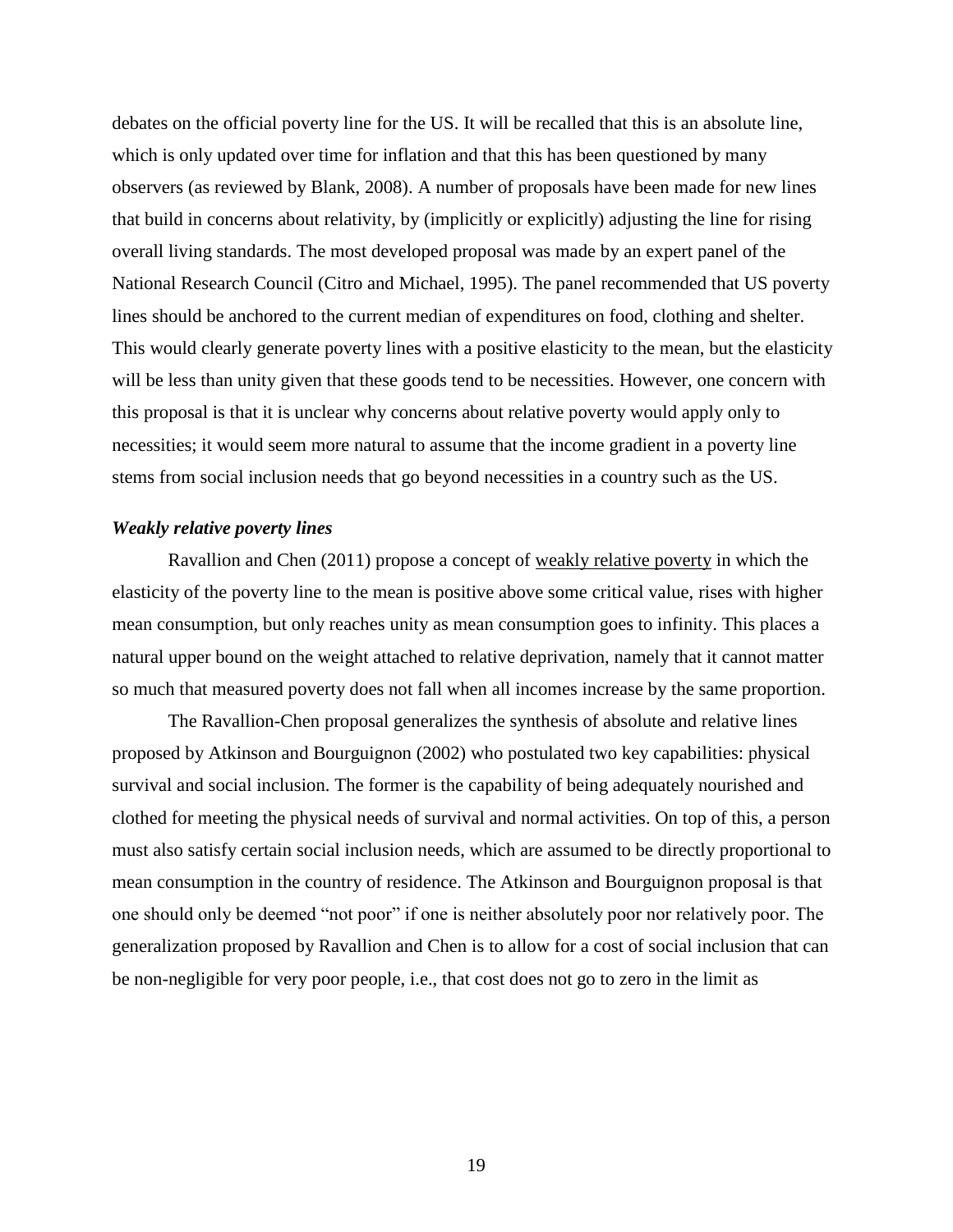debates on the official poverty line for the US. It will be recalled that this is an absolute line, which is only updated over time for inflation and that this has been questioned by many observers (as reviewed by Blank, 2008). A number of proposals have been made for new lines that build in concerns about relativity, by (implicitly or explicitly) adjusting the line for rising overall living standards. The most developed proposal was made by an expert panel of the National Research Council (Citro and Michael, 1995). The panel recommended that US poverty lines should be anchored to the current median of expenditures on food, clothing and shelter. This would clearly generate poverty lines with a positive elasticity to the mean, but the elasticity will be less than unity given that these goods tend to be necessities. However, one concern with this proposal is that it is unclear why concerns about relative poverty would apply only to necessities; it would seem more natural to assume that the income gradient in a poverty line stems from social inclusion needs that go beyond necessities in a country such as the US.

### *Weakly relative poverty lines*

Ravallion and Chen (2011) propose a concept of weakly relative poverty in which the elasticity of the poverty line to the mean is positive above some critical value, rises with higher mean consumption, but only reaches unity as mean consumption goes to infinity. This places a natural upper bound on the weight attached to relative deprivation, namely that it cannot matter so much that measured poverty does not fall when all incomes increase by the same proportion.

The Ravallion-Chen proposal generalizes the synthesis of absolute and relative lines proposed by Atkinson and Bourguignon (2002) who postulated two key capabilities: physical survival and social inclusion. The former is the capability of being adequately nourished and clothed for meeting the physical needs of survival and normal activities. On top of this, a person must also satisfy certain social inclusion needs, which are assumed to be directly proportional to mean consumption in the country of residence. The Atkinson and Bourguignon proposal is that one should only be deemed "not poor" if one is neither absolutely poor nor relatively poor. The generalization proposed by Ravallion and Chen is to allow for a cost of social inclusion that can be non-negligible for very poor people, i.e., that cost does not go to zero in the limit as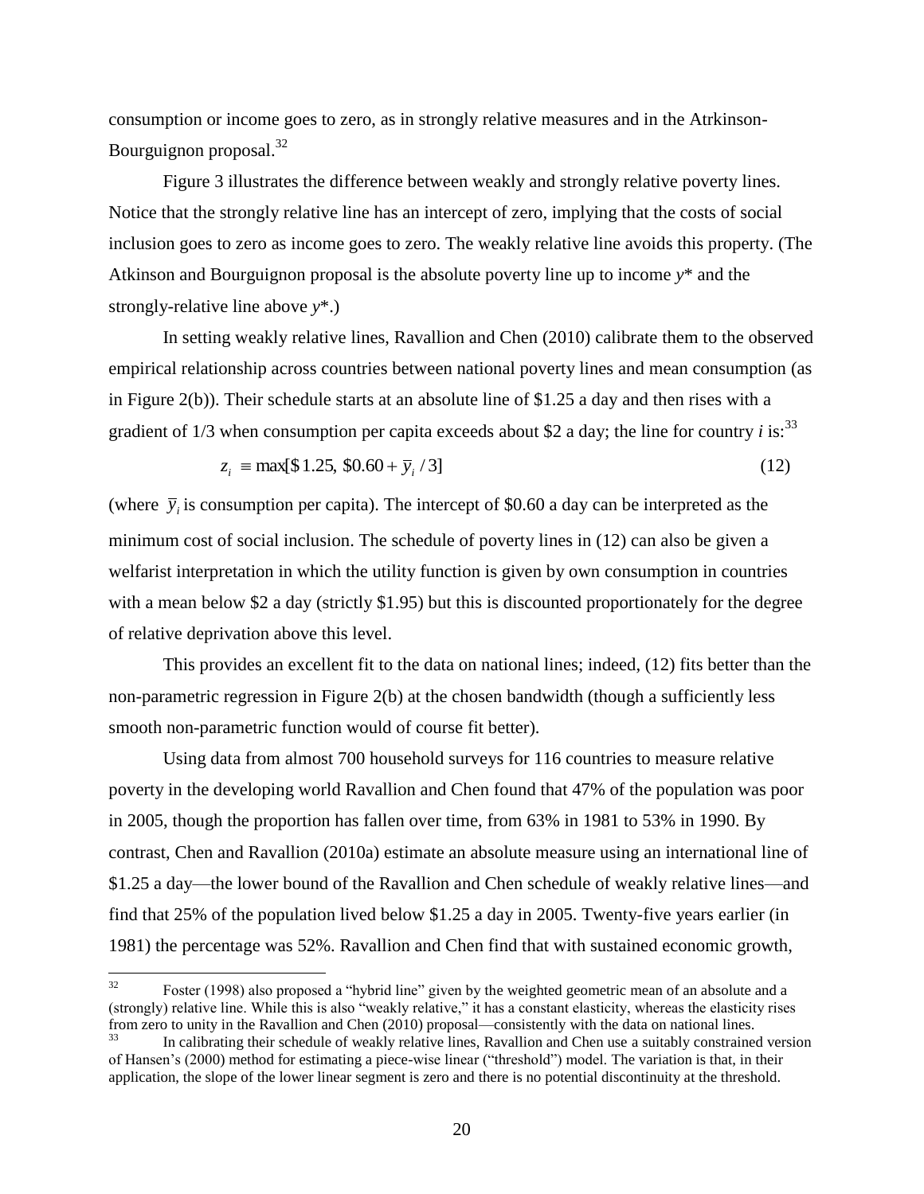consumption or income goes to zero, as in strongly relative measures and in the Atrkinson-Bourguignon proposal.[32]

Figure 3 illustrates the difference between weakly and strongly relative poverty lines. Notice that the strongly relative line has an intercept of zero, implying that the costs of social inclusion goes to zero as income goes to zero. The weakly relative line avoids this property. (The Atkinson and Bourguignon proposal is the absolute poverty line up to income $y^*$ and the strongly-relative line above $y^*$.)

In setting weakly relative lines, Ravallion and Chen (2010) calibrate them to the observed empirical relationship across countries between national poverty lines and mean consumption (as in Figure 2(b)). Their schedule starts at an absolute line of \$1.25 a day and then rises with a gradient of 1/3 when consumption per capita exceeds about \$2 a day; the line for country *i* is:[33]

$$z_i \equiv \max[\$1.25,\ \$0.60 + \bar{y}_i / 3] \tag{12}$$

(where $\bar{y}_i$ is consumption per capita). The intercept of \$0.60 a day can be interpreted as the minimum cost of social inclusion. The schedule of poverty lines in (12) can also be given a welfarist interpretation in which the utility function is given by own consumption in countries with a mean below \$2 a day (strictly \$1.95) but this is discounted proportionately for the degree of relative deprivation above this level.

This provides an excellent fit to the data on national lines; indeed, (12) fits better than the non-parametric regression in Figure 2(b) at the chosen bandwidth (though a sufficiently less smooth non-parametric function would of course fit better).

Using data from almost 700 household surveys for 116 countries to measure relative poverty in the developing world Ravallion and Chen found that 47% of the population was poor in 2005, though the proportion has fallen over time, from 63% in 1981 to 53% in 1990. By contrast, Chen and Ravallion (2010a) estimate an absolute measure using an international line of \$1.25 a day—the lower bound of the Ravallion and Chen schedule of weakly relative lines—and find that 25% of the population lived below \$1.25 a day in 2005. Twenty-five years earlier (in 1981) the percentage was 52%. Ravallion and Chen find that with sustained economic growth,

---

[32] Foster (1998) also proposed a "hybrid line" given by the weighted geometric mean of an absolute and a (strongly) relative line. While this is also "weakly relative," it has a constant elasticity, whereas the elasticity rises from zero to unity in the Ravallion and Chen (2010) proposal—consistently with the data on national lines.

[33] In calibrating their schedule of weakly relative lines, Ravallion and Chen use a suitably constrained version of Hansen's (2000) method for estimating a piece-wise linear ("threshold") model. The variation is that, in their application, the slope of the lower linear segment is zero and there is no potential discontinuity at the threshold.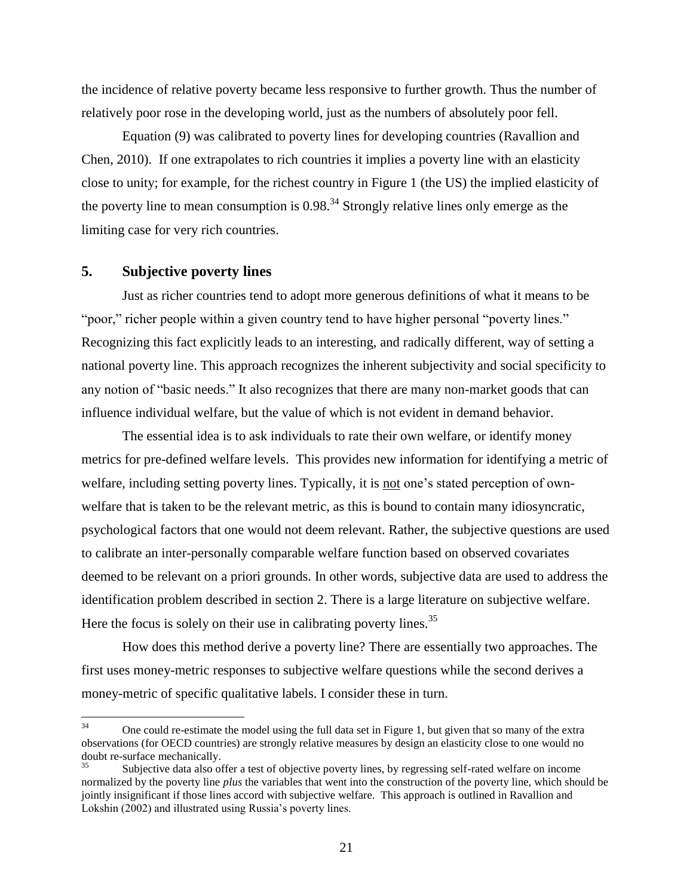the incidence of relative poverty became less responsive to further growth. Thus the number of relatively poor rose in the developing world, just as the numbers of absolutely poor fell.

Equation (9) was calibrated to poverty lines for developing countries (Ravallion and Chen, 2010). If one extrapolates to rich countries it implies a poverty line with an elasticity close to unity; for example, for the richest country in Figure 1 (the US) the implied elasticity of the poverty line to mean consumption is 0.98.[34] Strongly relative lines only emerge as the limiting case for very rich countries.

## 5. Subjective poverty lines

Just as richer countries tend to adopt more generous definitions of what it means to be "poor," richer people within a given country tend to have higher personal "poverty lines." Recognizing this fact explicitly leads to an interesting, and radically different, way of setting a national poverty line. This approach recognizes the inherent subjectivity and social specificity to any notion of "basic needs." It also recognizes that there are many non-market goods that can influence individual welfare, but the value of which is not evident in demand behavior.

The essential idea is to ask individuals to rate their own welfare, or identify money metrics for pre-defined welfare levels. This provides new information for identifying a metric of welfare, including setting poverty lines. Typically, it is <u>not</u> one's stated perception of own-welfare that is taken to be the relevant metric, as this is bound to contain many idiosyncratic, psychological factors that one would not deem relevant. Rather, the subjective questions are used to calibrate an inter-personally comparable welfare function based on observed covariates deemed to be relevant on a priori grounds. In other words, subjective data are used to address the identification problem described in section 2. There is a large literature on subjective welfare. Here the focus is solely on their use in calibrating poverty lines.[35]

How does this method derive a poverty line? There are essentially two approaches. The first uses money-metric responses to subjective welfare questions while the second derives a money-metric of specific qualitative labels. I consider these in turn.

---

[34] One could re-estimate the model using the full data set in Figure 1, but given that so many of the extra observations (for OECD countries) are strongly relative measures by design an elasticity close to one would no doubt re-surface mechanically.

[35] Subjective data also offer a test of objective poverty lines, by regressing self-rated welfare on income normalized by the poverty line *plus* the variables that went into the construction of the poverty line, which should be jointly insignificant if those lines accord with subjective welfare. This approach is outlined in Ravallion and Lokshin (2002) and illustrated using Russia's poverty lines.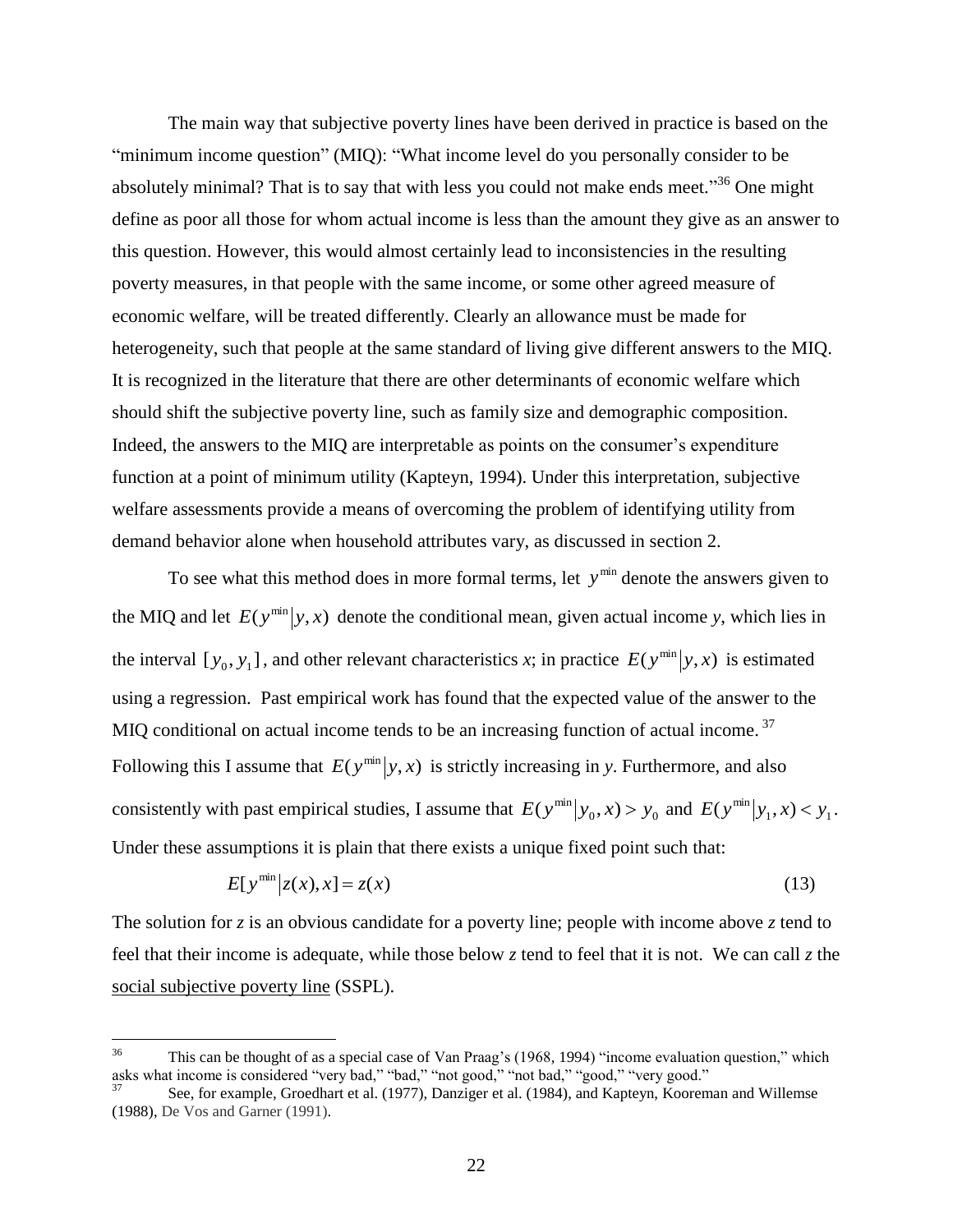The main way that subjective poverty lines have been derived in practice is based on the "minimum income question" (MIQ): "What income level do you personally consider to be absolutely minimal? That is to say that with less you could not make ends meet."[36] One might define as poor all those for whom actual income is less than the amount they give as an answer to this question. However, this would almost certainly lead to inconsistencies in the resulting poverty measures, in that people with the same income, or some other agreed measure of economic welfare, will be treated differently. Clearly an allowance must be made for heterogeneity, such that people at the same standard of living give different answers to the MIQ. It is recognized in the literature that there are other determinants of economic welfare which should shift the subjective poverty line, such as family size and demographic composition. Indeed, the answers to the MIQ are interpretable as points on the consumer's expenditure function at a point of minimum utility (Kapteyn, 1994). Under this interpretation, subjective welfare assessments provide a means of overcoming the problem of identifying utility from demand behavior alone when household attributes vary, as discussed in section 2.

To see what this method does in more formal terms, let $y^{\min}$ denote the answers given to the MIQ and let $E(y^{\min}|y,x)$ denote the conditional mean, given actual income *y*, which lies in the interval $[y_0, y_1]$, and other relevant characteristics *x*; in practice $E(y^{\min}|y,x)$ is estimated using a regression. Past empirical work has found that the expected value of the answer to the MIQ conditional on actual income tends to be an increasing function of actual income.[37] Following this I assume that $E(y^{\min}|y,x)$ is strictly increasing in *y*. Furthermore, and also consistently with past empirical studies, I assume that $E(y^{\min}|y_0,x) > y_0$ and $E(y^{\min}|y_1,x) < y_1$. Under these assumptions it is plain that there exists a unique fixed point such that:

$$E[y^{\min}|z(x),x] = z(x) \tag{13}$$

The solution for *z* is an obvious candidate for a poverty line; people with income above *z* tend to feel that their income is adequate, while those below *z* tend to feel that it is not. We can call *z* the social subjective poverty line (SSPL).

---

[36] This can be thought of as a special case of Van Praag's (1968, 1994) "income evaluation question," which asks what income is considered "very bad," "bad," "not good," "not bad," "good," "very good."

[37] See, for example, Groedhart et al. (1977), Danziger et al. (1984), and Kapteyn, Kooreman and Willemse (1988), De Vos and Garner (1991).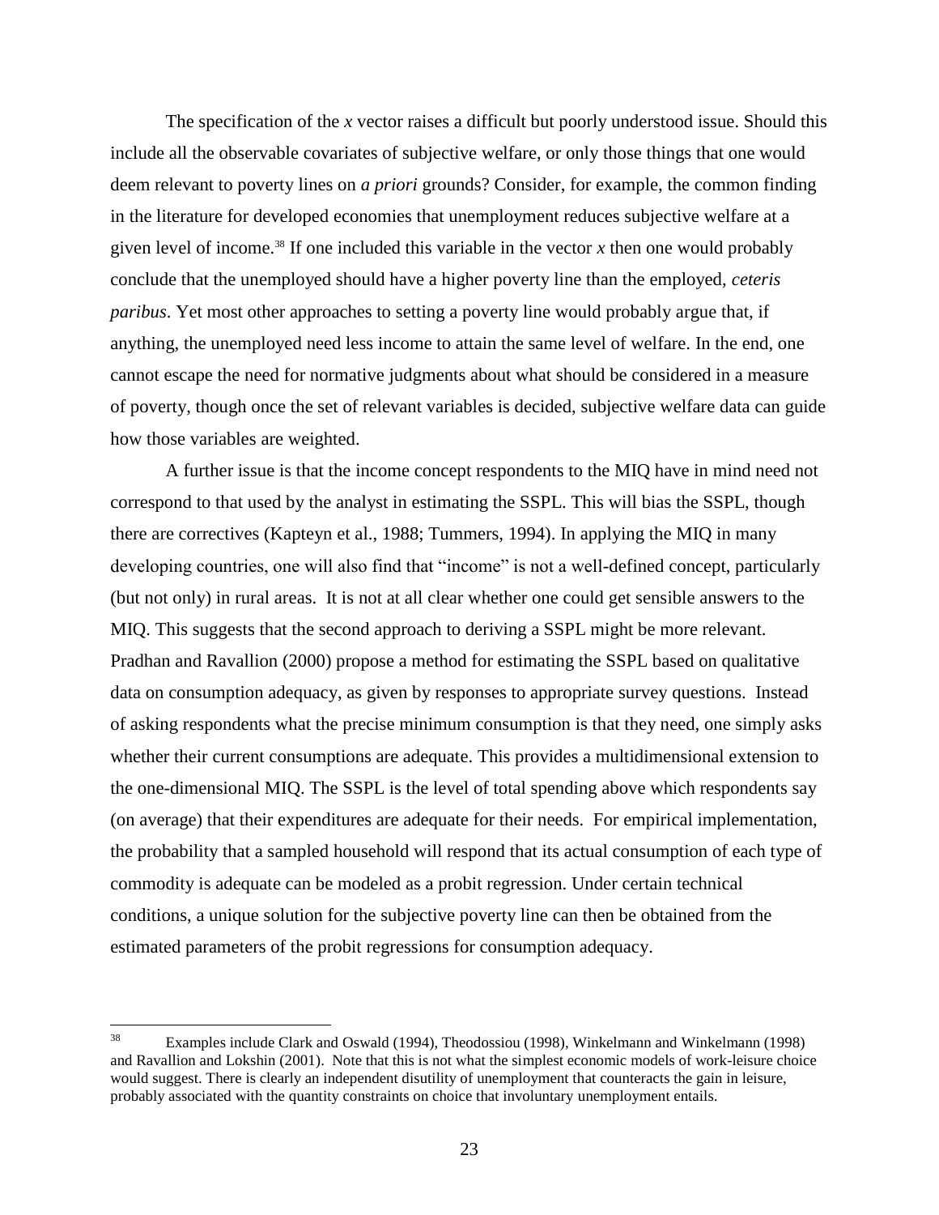The specification of the $x$ vector raises a difficult but poorly understood issue. Should this include all the observable covariates of subjective welfare, or only those things that one would deem relevant to poverty lines on *a priori* grounds? Consider, for example, the common finding in the literature for developed economies that unemployment reduces subjective welfare at a given level of income.[38] If one included this variable in the vector $x$ then one would probably conclude that the unemployed should have a higher poverty line than the employed, *ceteris paribus*. Yet most other approaches to setting a poverty line would probably argue that, if anything, the unemployed need less income to attain the same level of welfare. In the end, one cannot escape the need for normative judgments about what should be considered in a measure of poverty, though once the set of relevant variables is decided, subjective welfare data can guide how those variables are weighted.

A further issue is that the income concept respondents to the MIQ have in mind need not correspond to that used by the analyst in estimating the SSPL. This will bias the SSPL, though there are correctives (Kapteyn et al., 1988; Tummers, 1994). In applying the MIQ in many developing countries, one will also find that "income" is not a well-defined concept, particularly (but not only) in rural areas. It is not at all clear whether one could get sensible answers to the MIQ. This suggests that the second approach to deriving a SSPL might be more relevant. Pradhan and Ravallion (2000) propose a method for estimating the SSPL based on qualitative data on consumption adequacy, as given by responses to appropriate survey questions. Instead of asking respondents what the precise minimum consumption is that they need, one simply asks whether their current consumptions are adequate. This provides a multidimensional extension to the one-dimensional MIQ. The SSPL is the level of total spending above which respondents say (on average) that their expenditures are adequate for their needs. For empirical implementation, the probability that a sampled household will respond that its actual consumption of each type of commodity is adequate can be modeled as a probit regression. Under certain technical conditions, a unique solution for the subjective poverty line can then be obtained from the estimated parameters of the probit regressions for consumption adequacy.

---

[38] Examples include Clark and Oswald (1994), Theodossiou (1998), Winkelmann and Winkelmann (1998) and Ravallion and Lokshin (2001). Note that this is not what the simplest economic models of work-leisure choice would suggest. There is clearly an independent disutility of unemployment that counteracts the gain in leisure, probably associated with the quantity constraints on choice that involuntary unemployment entails.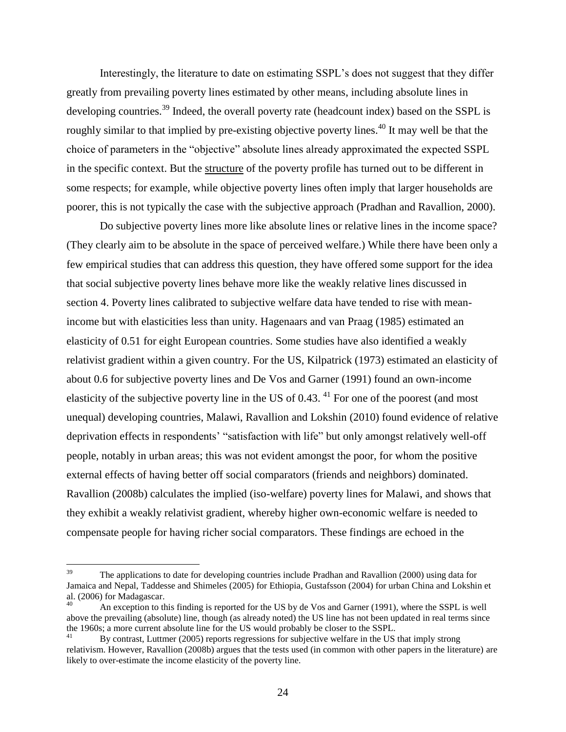Interestingly, the literature to date on estimating SSPL's does not suggest that they differ greatly from prevailing poverty lines estimated by other means, including absolute lines in developing countries.[39] Indeed, the overall poverty rate (headcount index) based on the SSPL is roughly similar to that implied by pre-existing objective poverty lines.[40] It may well be that the choice of parameters in the "objective" absolute lines already approximated the expected SSPL in the specific context. But the structure of the poverty profile has turned out to be different in some respects; for example, while objective poverty lines often imply that larger households are poorer, this is not typically the case with the subjective approach (Pradhan and Ravallion, 2000).

Do subjective poverty lines more like absolute lines or relative lines in the income space? (They clearly aim to be absolute in the space of perceived welfare.) While there have been only a few empirical studies that can address this question, they have offered some support for the idea that social subjective poverty lines behave more like the weakly relative lines discussed in section 4. Poverty lines calibrated to subjective welfare data have tended to rise with mean-income but with elasticities less than unity. Hagenaars and van Praag (1985) estimated an elasticity of 0.51 for eight European countries. Some studies have also identified a weakly relativist gradient within a given country. For the US, Kilpatrick (1973) estimated an elasticity of about 0.6 for subjective poverty lines and De Vos and Garner (1991) found an own-income elasticity of the subjective poverty line in the US of 0.43.[41] For one of the poorest (and most unequal) developing countries, Malawi, Ravallion and Lokshin (2010) found evidence of relative deprivation effects in respondents' "satisfaction with life" but only amongst relatively well-off people, notably in urban areas; this was not evident amongst the poor, for whom the positive external effects of having better off social comparators (friends and neighbors) dominated. Ravallion (2008b) calculates the implied (iso-welfare) poverty lines for Malawi, and shows that they exhibit a weakly relativist gradient, whereby higher own-economic welfare is needed to compensate people for having richer social comparators. These findings are echoed in the

---

[39] The applications to date for developing countries include Pradhan and Ravallion (2000) using data for Jamaica and Nepal, Taddesse and Shimeles (2005) for Ethiopia, Gustafsson (2004) for urban China and Lokshin et al. (2006) for Madagascar.

[40] An exception to this finding is reported for the US by de Vos and Garner (1991), where the SSPL is well above the prevailing (absolute) line, though (as already noted) the US line has not been updated in real terms since the 1960s; a more current absolute line for the US would probably be closer to the SSPL.

[41] By contrast, Luttmer (2005) reports regressions for subjective welfare in the US that imply strong relativism. However, Ravallion (2008b) argues that the tests used (in common with other papers in the literature) are likely to over-estimate the income elasticity of the poverty line.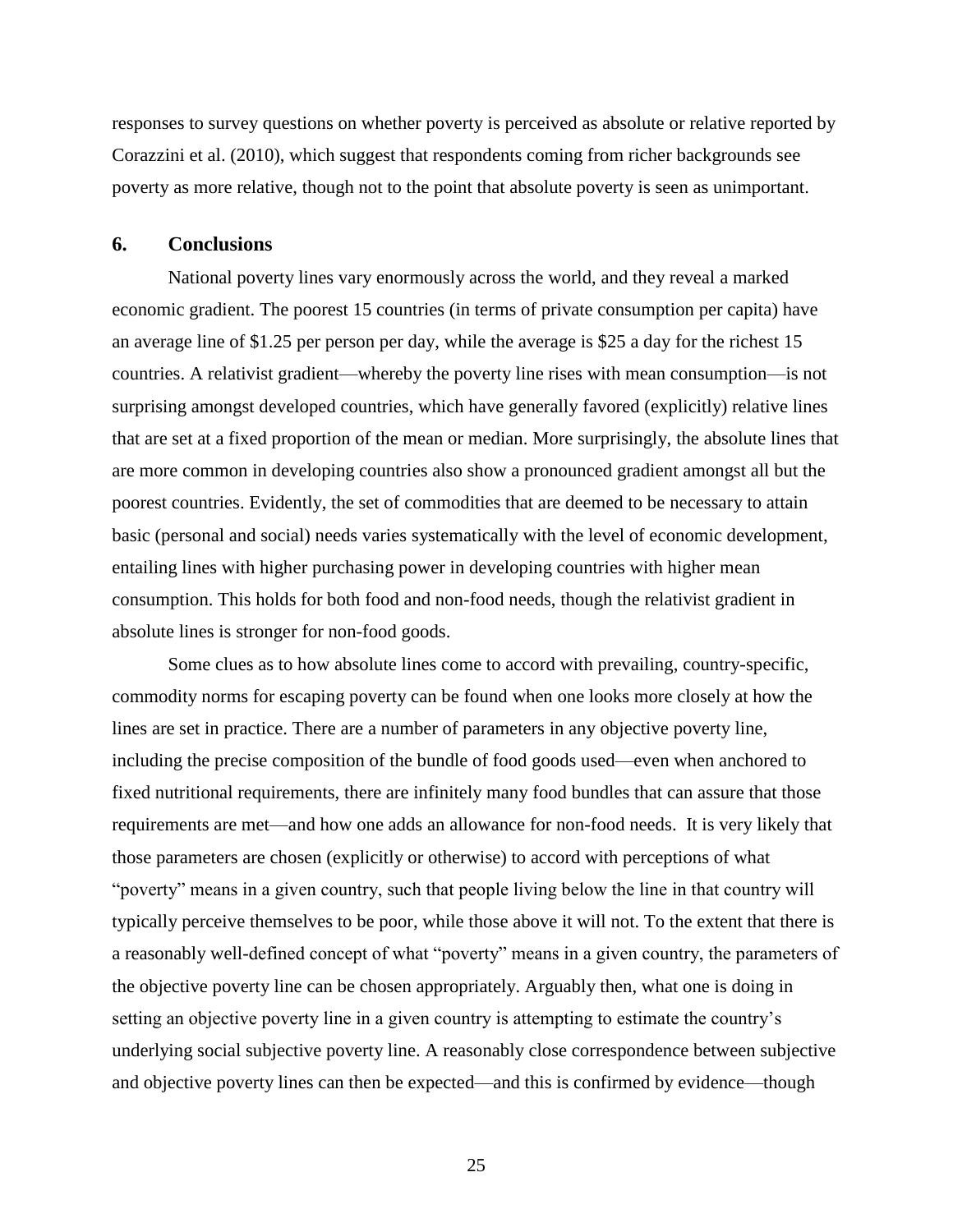responses to survey questions on whether poverty is perceived as absolute or relative reported by Corazzini et al. (2010), which suggest that respondents coming from richer backgrounds see poverty as more relative, though not to the point that absolute poverty is seen as unimportant.

## 6. Conclusions

National poverty lines vary enormously across the world, and they reveal a marked economic gradient. The poorest 15 countries (in terms of private consumption per capita) have an average line of $1.25 per person per day, while the average is $25 a day for the richest 15 countries. A relativist gradient—whereby the poverty line rises with mean consumption—is not surprising amongst developed countries, which have generally favored (explicitly) relative lines that are set at a fixed proportion of the mean or median. More surprisingly, the absolute lines that are more common in developing countries also show a pronounced gradient amongst all but the poorest countries. Evidently, the set of commodities that are deemed to be necessary to attain basic (personal and social) needs varies systematically with the level of economic development, entailing lines with higher purchasing power in developing countries with higher mean consumption. This holds for both food and non-food needs, though the relativist gradient in absolute lines is stronger for non-food goods.

Some clues as to how absolute lines come to accord with prevailing, country-specific, commodity norms for escaping poverty can be found when one looks more closely at how the lines are set in practice. There are a number of parameters in any objective poverty line, including the precise composition of the bundle of food goods used—even when anchored to fixed nutritional requirements, there are infinitely many food bundles that can assure that those requirements are met—and how one adds an allowance for non-food needs. It is very likely that those parameters are chosen (explicitly or otherwise) to accord with perceptions of what "poverty" means in a given country, such that people living below the line in that country will typically perceive themselves to be poor, while those above it will not. To the extent that there is a reasonably well-defined concept of what "poverty" means in a given country, the parameters of the objective poverty line can be chosen appropriately. Arguably then, what one is doing in setting an objective poverty line in a given country is attempting to estimate the country's underlying social subjective poverty line. A reasonably close correspondence between subjective and objective poverty lines can then be expected—and this is confirmed by evidence—though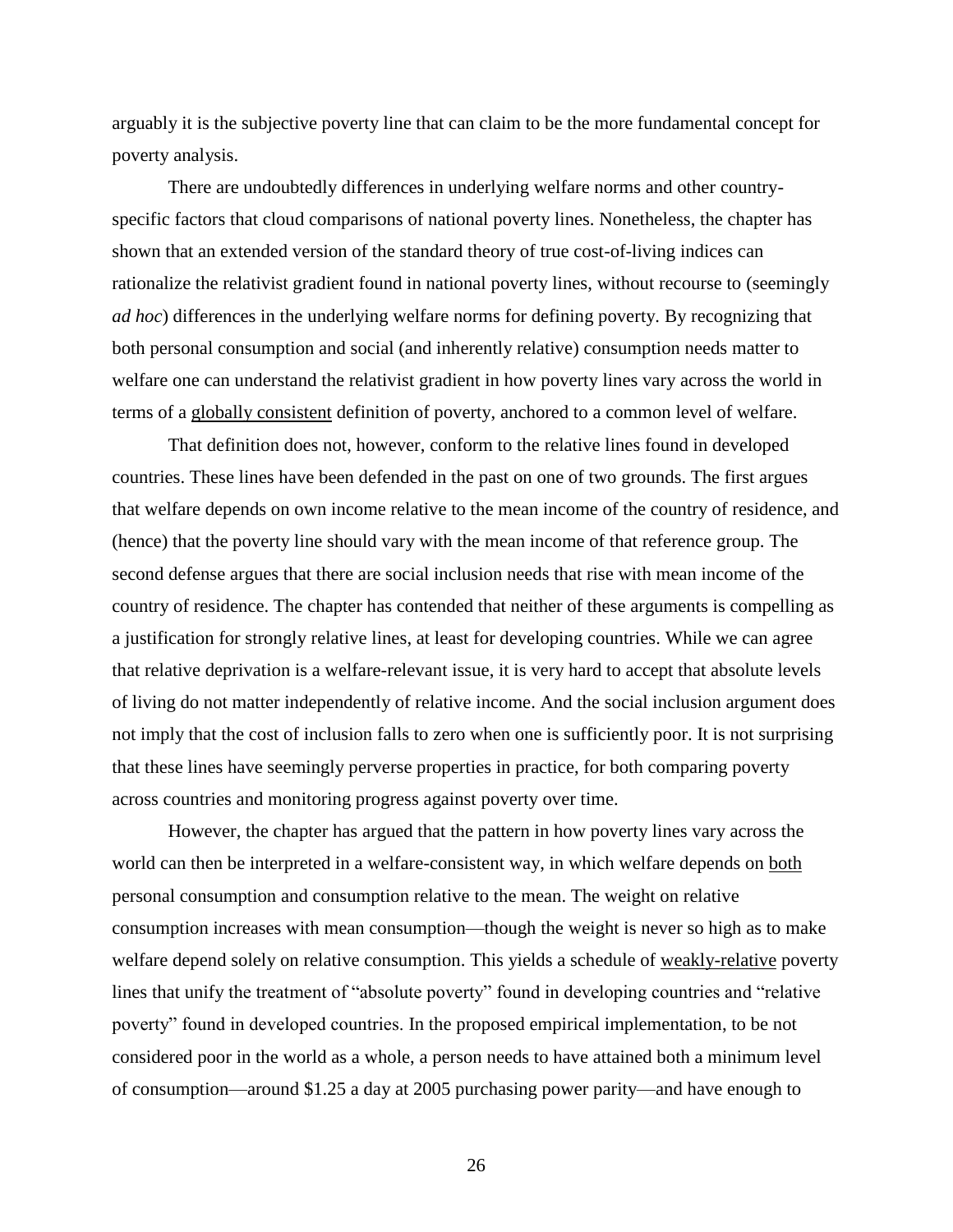arguably it is the subjective poverty line that can claim to be the more fundamental concept for poverty analysis.

There are undoubtedly differences in underlying welfare norms and other country-specific factors that cloud comparisons of national poverty lines. Nonetheless, the chapter has shown that an extended version of the standard theory of true cost-of-living indices can rationalize the relativist gradient found in national poverty lines, without recourse to (seemingly *ad hoc*) differences in the underlying welfare norms for defining poverty. By recognizing that both personal consumption and social (and inherently relative) consumption needs matter to welfare one can understand the relativist gradient in how poverty lines vary across the world in terms of a <u>globally consistent</u> definition of poverty, anchored to a common level of welfare.

That definition does not, however, conform to the relative lines found in developed countries. These lines have been defended in the past on one of two grounds. The first argues that welfare depends on own income relative to the mean income of the country of residence, and (hence) that the poverty line should vary with the mean income of that reference group. The second defense argues that there are social inclusion needs that rise with mean income of the country of residence. The chapter has contended that neither of these arguments is compelling as a justification for strongly relative lines, at least for developing countries. While we can agree that relative deprivation is a welfare-relevant issue, it is very hard to accept that absolute levels of living do not matter independently of relative income. And the social inclusion argument does not imply that the cost of inclusion falls to zero when one is sufficiently poor. It is not surprising that these lines have seemingly perverse properties in practice, for both comparing poverty across countries and monitoring progress against poverty over time.

However, the chapter has argued that the pattern in how poverty lines vary across the world can then be interpreted in a welfare-consistent way, in which welfare depends on <u>both</u> personal consumption and consumption relative to the mean. The weight on relative consumption increases with mean consumption—though the weight is never so high as to make welfare depend solely on relative consumption. This yields a schedule of <u>weakly-relative</u> poverty lines that unify the treatment of "absolute poverty" found in developing countries and "relative poverty" found in developed countries. In the proposed empirical implementation, to be not considered poor in the world as a whole, a person needs to have attained both a minimum level of consumption—around \$1.25 a day at 2005 purchasing power parity—and have enough to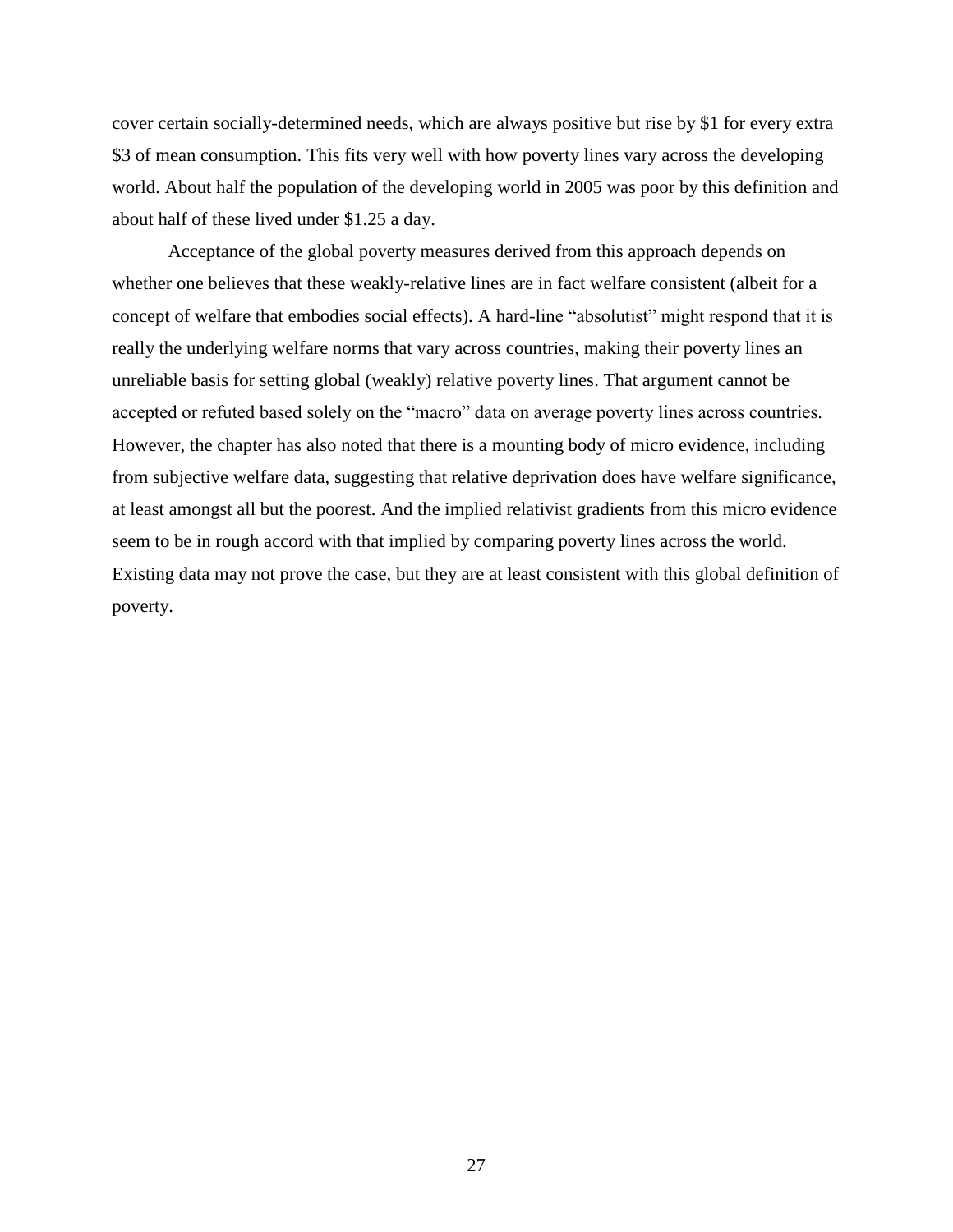cover certain socially-determined needs, which are always positive but rise by $1 for every extra $3 of mean consumption. This fits very well with how poverty lines vary across the developing world. About half the population of the developing world in 2005 was poor by this definition and about half of these lived under $1.25 a day.

Acceptance of the global poverty measures derived from this approach depends on whether one believes that these weakly-relative lines are in fact welfare consistent (albeit for a concept of welfare that embodies social effects). A hard-line "absolutist" might respond that it is really the underlying welfare norms that vary across countries, making their poverty lines an unreliable basis for setting global (weakly) relative poverty lines. That argument cannot be accepted or refuted based solely on the "macro" data on average poverty lines across countries. However, the chapter has also noted that there is a mounting body of micro evidence, including from subjective welfare data, suggesting that relative deprivation does have welfare significance, at least amongst all but the poorest. And the implied relativist gradients from this micro evidence seem to be in rough accord with that implied by comparing poverty lines across the world. Existing data may not prove the case, but they are at least consistent with this global definition of poverty.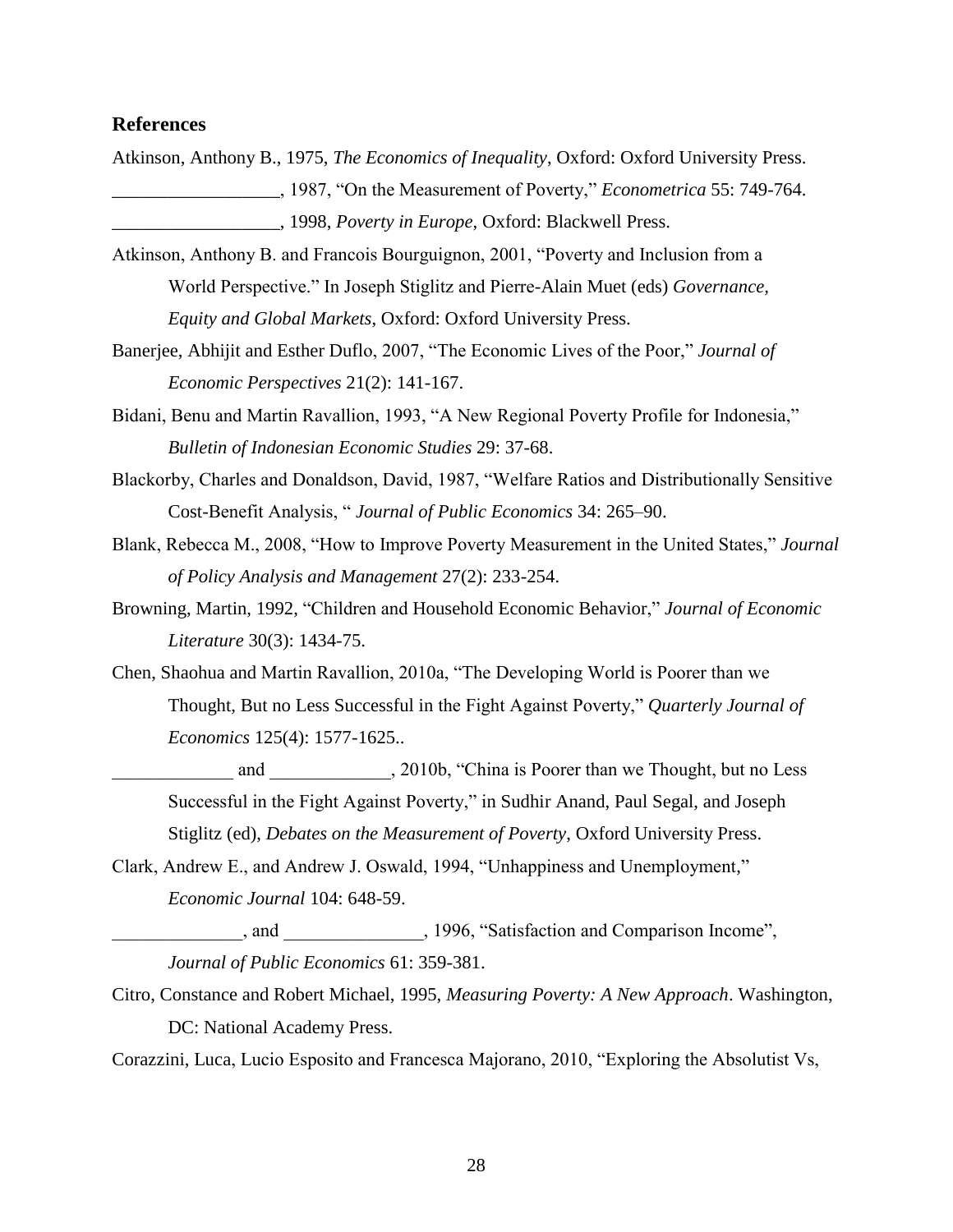## References

Atkinson, Anthony B., 1975, *The Economics of Inequality*, Oxford: Oxford University Press.

__________________, 1987, "On the Measurement of Poverty," *Econometrica* 55: 749-764.

__________________, 1998, *Poverty in Europe*, Oxford: Blackwell Press.

Atkinson, Anthony B. and Francois Bourguignon, 2001, "Poverty and Inclusion from a World Perspective." In Joseph Stiglitz and Pierre-Alain Muet (eds) *Governance, Equity and Global Markets*, Oxford: Oxford University Press.

Banerjee, Abhijit and Esther Duflo, 2007, "The Economic Lives of the Poor," *Journal of Economic Perspectives* 21(2): 141-167.

Bidani, Benu and Martin Ravallion, 1993, "A New Regional Poverty Profile for Indonesia," *Bulletin of Indonesian Economic Studies* 29: 37-68.

Blackorby, Charles and Donaldson, David, 1987, "Welfare Ratios and Distributionally Sensitive Cost-Benefit Analysis, " *Journal of Public Economics* 34: 265–90.

Blank, Rebecca M., 2008, "How to Improve Poverty Measurement in the United States," *Journal of Policy Analysis and Management* 27(2): 233-254.

Browning, Martin, 1992, "Children and Household Economic Behavior," *Journal of Economic Literature* 30(3): 1434-75.

Chen, Shaohua and Martin Ravallion, 2010a, "The Developing World is Poorer than we Thought, But no Less Successful in the Fight Against Poverty," *Quarterly Journal of Economics* 125(4): 1577-1625..

_____________ and _____________, 2010b, "China is Poorer than we Thought, but no Less Successful in the Fight Against Poverty," in Sudhir Anand, Paul Segal, and Joseph Stiglitz (ed), *Debates on the Measurement of Poverty*, Oxford University Press.

Clark, Andrew E., and Andrew J. Oswald, 1994, "Unhappiness and Unemployment," *Economic Journal* 104: 648-59.

______________, and _______________, 1996, "Satisfaction and Comparison Income", *Journal of Public Economics* 61: 359-381.

Citro, Constance and Robert Michael, 1995, *Measuring Poverty: A New Approach*. Washington, DC: National Academy Press.

Corazzini, Luca, Lucio Esposito and Francesca Majorano, 2010, "Exploring the Absolutist Vs,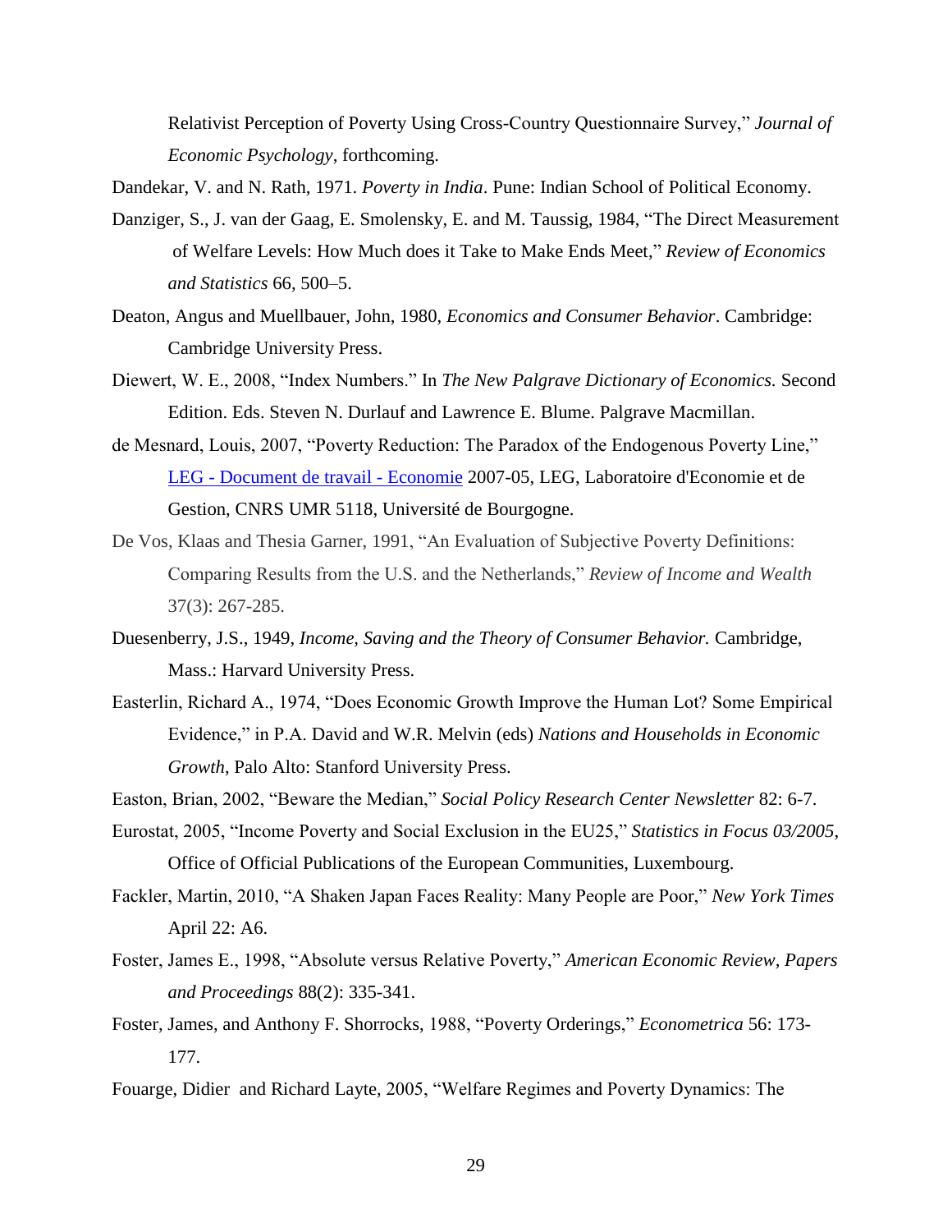Relativist Perception of Poverty Using Cross-Country Questionnaire Survey," *Journal of Economic Psychology*, forthcoming.

Dandekar, V. and N. Rath, 1971. *Poverty in India*. Pune: Indian School of Political Economy.

Danziger, S., J. van der Gaag, E. Smolensky, E. and M. Taussig, 1984, "The Direct Measurement of Welfare Levels: How Much does it Take to Make Ends Meet," *Review of Economics and Statistics* 66, 500–5.

Deaton, Angus and Muellbauer, John, 1980, *Economics and Consumer Behavior*. Cambridge: Cambridge University Press.

Diewert, W. E., 2008, "Index Numbers." In *The New Palgrave Dictionary of Economics.* Second Edition. Eds. Steven N. Durlauf and Lawrence E. Blume. Palgrave Macmillan.

de Mesnard, Louis, 2007, "Poverty Reduction: The Paradox of the Endogenous Poverty Line," LEG - Document de travail - Economie 2007-05, LEG, Laboratoire d'Economie et de Gestion, CNRS UMR 5118, Université de Bourgogne.

De Vos, Klaas and Thesia Garner, 1991, "An Evaluation of Subjective Poverty Definitions: Comparing Results from the U.S. and the Netherlands," *Review of Income and Wealth* 37(3): 267-285.

Duesenberry, J.S., 1949, *Income, Saving and the Theory of Consumer Behavior.* Cambridge, Mass.: Harvard University Press.

Easterlin, Richard A., 1974, "Does Economic Growth Improve the Human Lot? Some Empirical Evidence," in P.A. David and W.R. Melvin (eds) *Nations and Households in Economic Growth*, Palo Alto: Stanford University Press.

Easton, Brian, 2002, "Beware the Median," *Social Policy Research Center Newsletter* 82: 6-7.

Eurostat, 2005, "Income Poverty and Social Exclusion in the EU25," *Statistics in Focus 03/2005*, Office of Official Publications of the European Communities, Luxembourg.

Fackler, Martin, 2010, "A Shaken Japan Faces Reality: Many People are Poor," *New York Times* April 22: A6.

Foster, James E., 1998, "Absolute versus Relative Poverty," *American Economic Review, Papers and Proceedings* 88(2): 335-341.

Foster, James, and Anthony F. Shorrocks, 1988, "Poverty Orderings," *Econometrica* 56: 173-177.

Fouarge, Didier and Richard Layte, 2005, "Welfare Regimes and Poverty Dynamics: The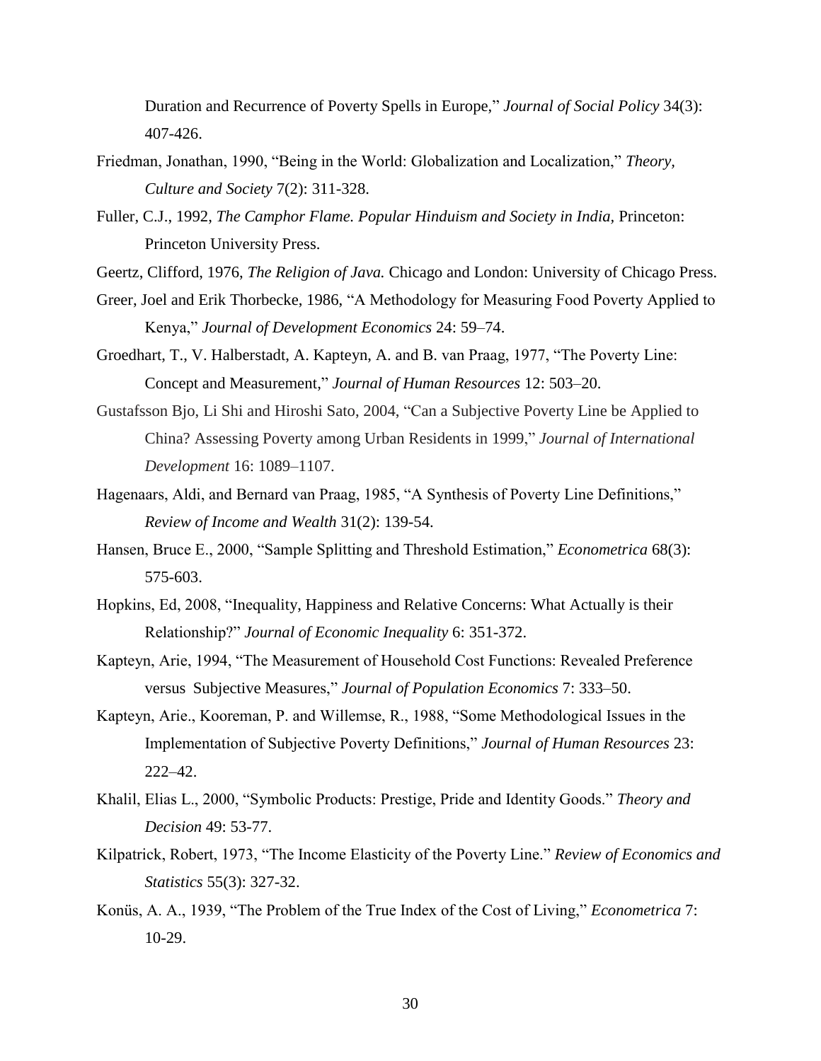Duration and Recurrence of Poverty Spells in Europe," *Journal of Social Policy* 34(3): 407-426.

Friedman, Jonathan, 1990, "Being in the World: Globalization and Localization," *Theory, Culture and Society* 7(2): 311-328.

Fuller, C.J., 1992, *The Camphor Flame. Popular Hinduism and Society in India,* Princeton: Princeton University Press.

Geertz, Clifford, 1976, *The Religion of Java.* Chicago and London: University of Chicago Press.

Greer, Joel and Erik Thorbecke, 1986, "A Methodology for Measuring Food Poverty Applied to Kenya," *Journal of Development Economics* 24: 59–74.

Groedhart, T., V. Halberstadt, A. Kapteyn, A. and B. van Praag, 1977, "The Poverty Line: Concept and Measurement," *Journal of Human Resources* 12: 503–20.

Gustafsson Bjo, Li Shi and Hiroshi Sato, 2004, "Can a Subjective Poverty Line be Applied to China? Assessing Poverty among Urban Residents in 1999," *Journal of International Development* 16: 1089–1107.

Hagenaars, Aldi, and Bernard van Praag, 1985, "A Synthesis of Poverty Line Definitions," *Review of Income and Wealth* 31(2): 139-54.

Hansen, Bruce E., 2000, "Sample Splitting and Threshold Estimation," *Econometrica* 68(3): 575-603.

Hopkins, Ed, 2008, "Inequality, Happiness and Relative Concerns: What Actually is their Relationship?" *Journal of Economic Inequality* 6: 351-372.

Kapteyn, Arie, 1994, "The Measurement of Household Cost Functions: Revealed Preference versus Subjective Measures," *Journal of Population Economics* 7: 333–50.

Kapteyn, Arie., Kooreman, P. and Willemse, R., 1988, "Some Methodological Issues in the Implementation of Subjective Poverty Definitions," *Journal of Human Resources* 23: 222–42.

Khalil, Elias L., 2000, "Symbolic Products: Prestige, Pride and Identity Goods." *Theory and Decision* 49: 53-77.

Kilpatrick, Robert, 1973, "The Income Elasticity of the Poverty Line." *Review of Economics and Statistics* 55(3): 327-32.

Konüs, A. A., 1939, "The Problem of the True Index of the Cost of Living," *Econometrica* 7: 10-29.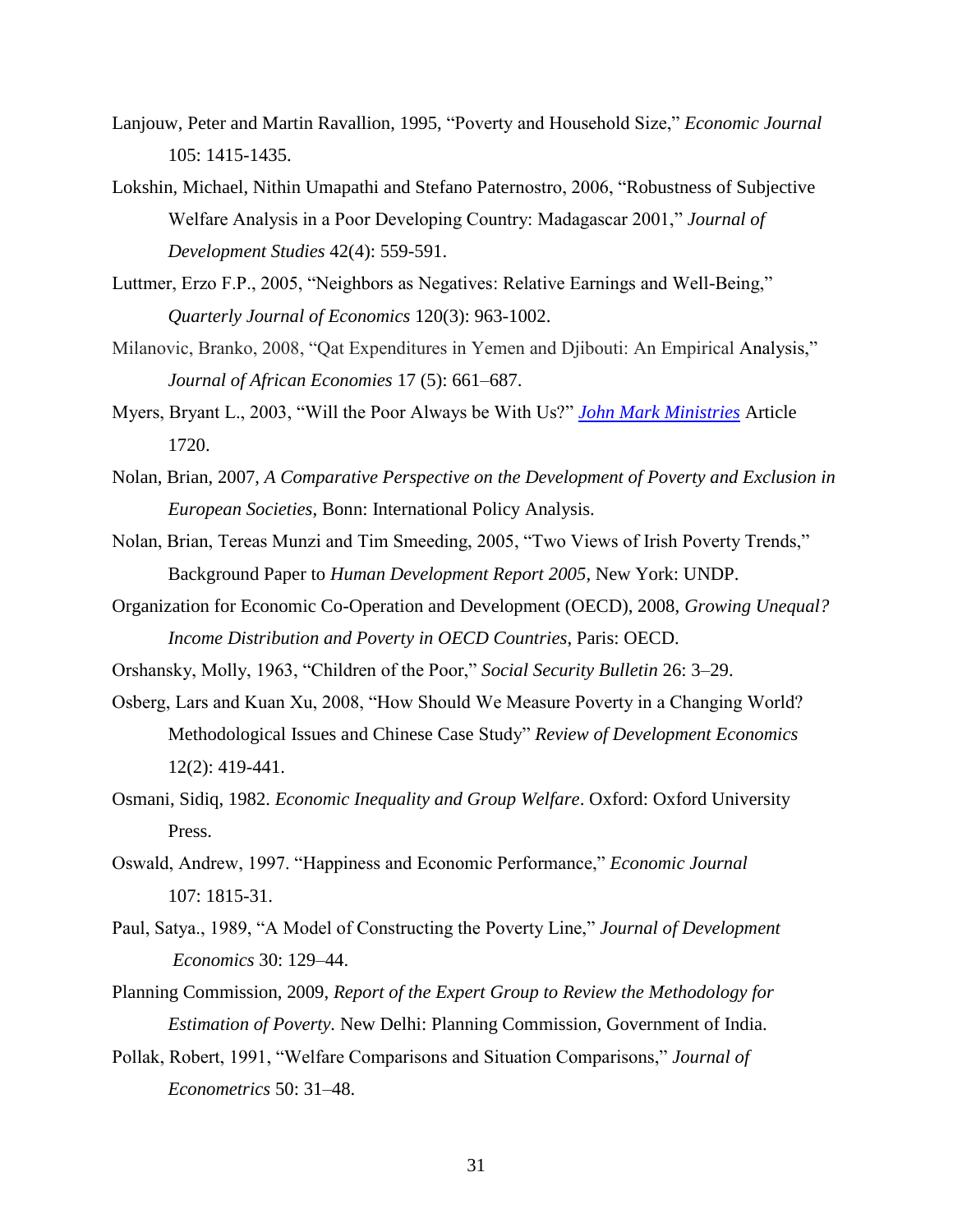Lanjouw, Peter and Martin Ravallion, 1995, "Poverty and Household Size," *Economic Journal* 105: 1415-1435.

Lokshin, Michael, Nithin Umapathi and Stefano Paternostro, 2006, "Robustness of Subjective Welfare Analysis in a Poor Developing Country: Madagascar 2001," *Journal of Development Studies* 42(4): 559-591.

Luttmer, Erzo F.P., 2005, "Neighbors as Negatives: Relative Earnings and Well-Being," *Quarterly Journal of Economics* 120(3): 963-1002.

Milanovic, Branko, 2008, "Qat Expenditures in Yemen and Djibouti: An Empirical Analysis," *Journal of African Economies* 17 (5): 661–687.

Myers, Bryant L., 2003, "Will the Poor Always be With Us?" *John Mark Ministries* Article 1720.

Nolan, Brian, 2007, *A Comparative Perspective on the Development of Poverty and Exclusion in European Societies*, Bonn: International Policy Analysis.

Nolan, Brian, Tereas Munzi and Tim Smeeding, 2005, "Two Views of Irish Poverty Trends," Background Paper to *Human Development Report 2005*, New York: UNDP.

Organization for Economic Co-Operation and Development (OECD), 2008, *Growing Unequal? Income Distribution and Poverty in OECD Countries,* Paris: OECD.

Orshansky, Molly, 1963, "Children of the Poor," *Social Security Bulletin* 26: 3–29.

Osberg, Lars and Kuan Xu, 2008, "How Should We Measure Poverty in a Changing World? Methodological Issues and Chinese Case Study" *Review of Development Economics* 12(2): 419-441.

Osmani, Sidiq, 1982. *Economic Inequality and Group Welfare*. Oxford: Oxford University Press.

Oswald, Andrew, 1997. "Happiness and Economic Performance," *Economic Journal* 107: 1815-31.

Paul, Satya., 1989, "A Model of Constructing the Poverty Line," *Journal of Development Economics* 30: 129–44.

Planning Commission, 2009, *Report of the Expert Group to Review the Methodology for Estimation of Poverty.* New Delhi: Planning Commission, Government of India.

Pollak, Robert, 1991, "Welfare Comparisons and Situation Comparisons," *Journal of Econometrics* 50: 31–48.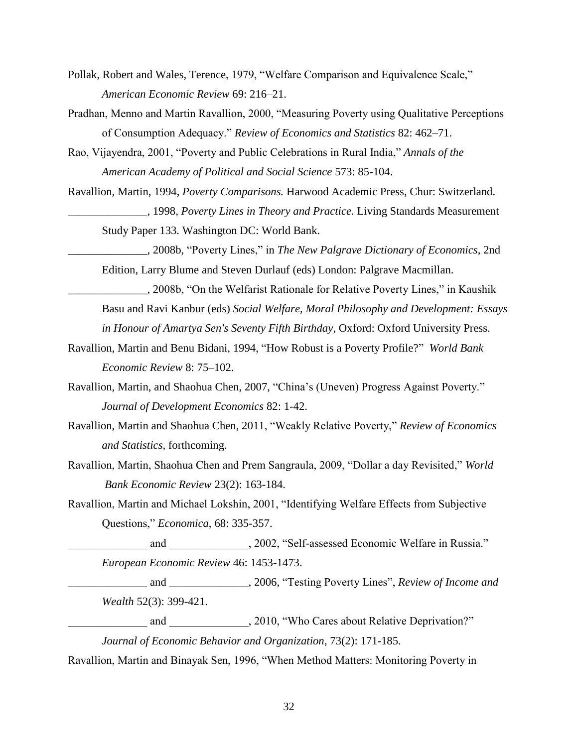Pollak, Robert and Wales, Terence, 1979, "Welfare Comparison and Equivalence Scale," *American Economic Review* 69: 216–21.

Pradhan, Menno and Martin Ravallion, 2000, "Measuring Poverty using Qualitative Perceptions of Consumption Adequacy." *Review of Economics and Statistics* 82: 462–71.

Rao, Vijayendra, 2001, "Poverty and Public Celebrations in Rural India," *Annals of the American Academy of Political and Social Science* 573: 85-104.

Ravallion, Martin, 1994, *Poverty Comparisons.* Harwood Academic Press, Chur: Switzerland.

______________, 1998, *Poverty Lines in Theory and Practice.* Living Standards Measurement Study Paper 133. Washington DC: World Bank.

______________, 2008b, "Poverty Lines," in *The New Palgrave Dictionary of Economics*, 2nd Edition, Larry Blume and Steven Durlauf (eds) London: Palgrave Macmillan.

______________, 2008b, "On the Welfarist Rationale for Relative Poverty Lines," in Kaushik Basu and Ravi Kanbur (eds) *Social Welfare, Moral Philosophy and Development: Essays in Honour of Amartya Sen's Seventy Fifth Birthday*, Oxford: Oxford University Press.

Ravallion, Martin and Benu Bidani, 1994, "How Robust is a Poverty Profile?" *World Bank Economic Review* 8: 75–102.

Ravallion, Martin, and Shaohua Chen, 2007, "China's (Uneven) Progress Against Poverty." *Journal of Development Economics* 82: 1-42.

Ravallion, Martin and Shaohua Chen, 2011, "Weakly Relative Poverty," *Review of Economics and Statistics*, forthcoming.

Ravallion, Martin, Shaohua Chen and Prem Sangraula, 2009, "Dollar a day Revisited," *World Bank Economic Review* 23(2): 163-184.

Ravallion, Martin and Michael Lokshin, 2001, "Identifying Welfare Effects from Subjective Questions," *Economica*, 68: 335-357.

______________ and ______________, 2002, "Self-assessed Economic Welfare in Russia." *European Economic Review* 46: 1453-1473.

______________ and ______________, 2006, "Testing Poverty Lines", *Review of Income and Wealth* 52(3): 399-421.

______________ and ______________, 2010, "Who Cares about Relative Deprivation?" *Journal of Economic Behavior and Organization*, 73(2): 171-185.

Ravallion, Martin and Binayak Sen, 1996, "When Method Matters: Monitoring Poverty in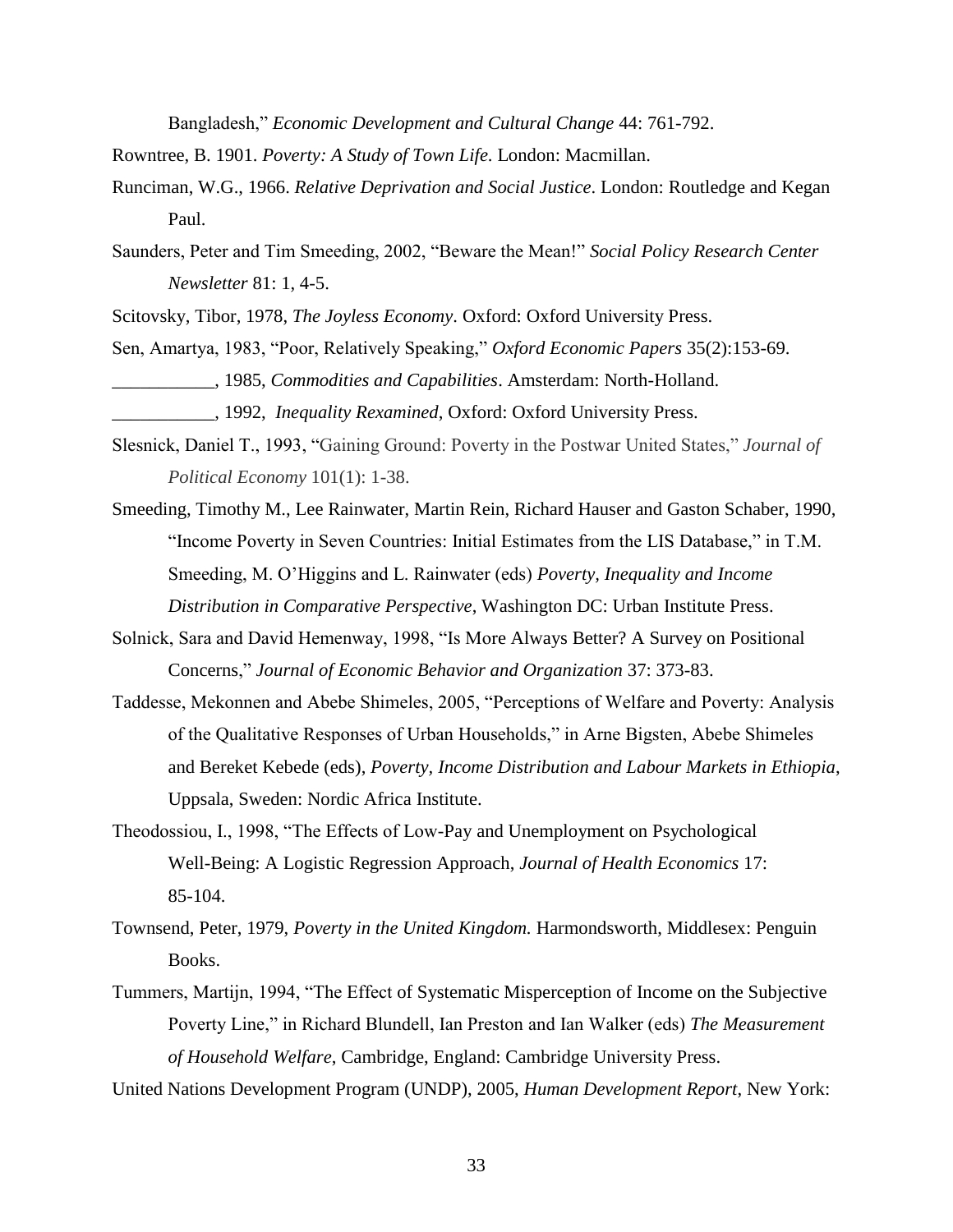Bangladesh," *Economic Development and Cultural Change* 44: 761-792.

Rowntree, B. 1901. *Poverty: A Study of Town Life.* London: Macmillan.

Runciman, W.G., 1966. *Relative Deprivation and Social Justice*. London: Routledge and Kegan Paul.

Saunders, Peter and Tim Smeeding, 2002, "Beware the Mean!" *Social Policy Research Center Newsletter* 81: 1, 4-5.

Scitovsky, Tibor, 1978, *The Joyless Economy*. Oxford: Oxford University Press.

Sen, Amartya, 1983, "Poor, Relatively Speaking," *Oxford Economic Papers* 35(2):153-69.

___________, 1985, *Commodities and Capabilities*. Amsterdam: North-Holland.

___________, 1992, *Inequality Rexamined*, Oxford: Oxford University Press.

Slesnick, Daniel T., 1993, "Gaining Ground: Poverty in the Postwar United States," *Journal of Political Economy* 101(1): 1-38.

Smeeding, Timothy M., Lee Rainwater, Martin Rein, Richard Hauser and Gaston Schaber, 1990, "Income Poverty in Seven Countries: Initial Estimates from the LIS Database," in T.M. Smeeding, M. O'Higgins and L. Rainwater (eds) *Poverty, Inequality and Income Distribution in Comparative Perspective*, Washington DC: Urban Institute Press.

Solnick, Sara and David Hemenway, 1998, "Is More Always Better? A Survey on Positional Concerns," *Journal of Economic Behavior and Organization* 37: 373-83.

Taddesse, Mekonnen and Abebe Shimeles, 2005, "Perceptions of Welfare and Poverty: Analysis of the Qualitative Responses of Urban Households," in Arne Bigsten, Abebe Shimeles and Bereket Kebede (eds), *Poverty, Income Distribution and Labour Markets in Ethiopia*, Uppsala, Sweden: Nordic Africa Institute.

Theodossiou, I., 1998, "The Effects of Low-Pay and Unemployment on Psychological Well-Being: A Logistic Regression Approach, *Journal of Health Economics* 17: 85-104.

Townsend, Peter, 1979, *Poverty in the United Kingdom.* Harmondsworth, Middlesex: Penguin Books.

Tummers, Martijn, 1994, "The Effect of Systematic Misperception of Income on the Subjective Poverty Line," in Richard Blundell, Ian Preston and Ian Walker (eds) *The Measurement of Household Welfare*, Cambridge, England: Cambridge University Press.

United Nations Development Program (UNDP), 2005, *Human Development Report*, New York: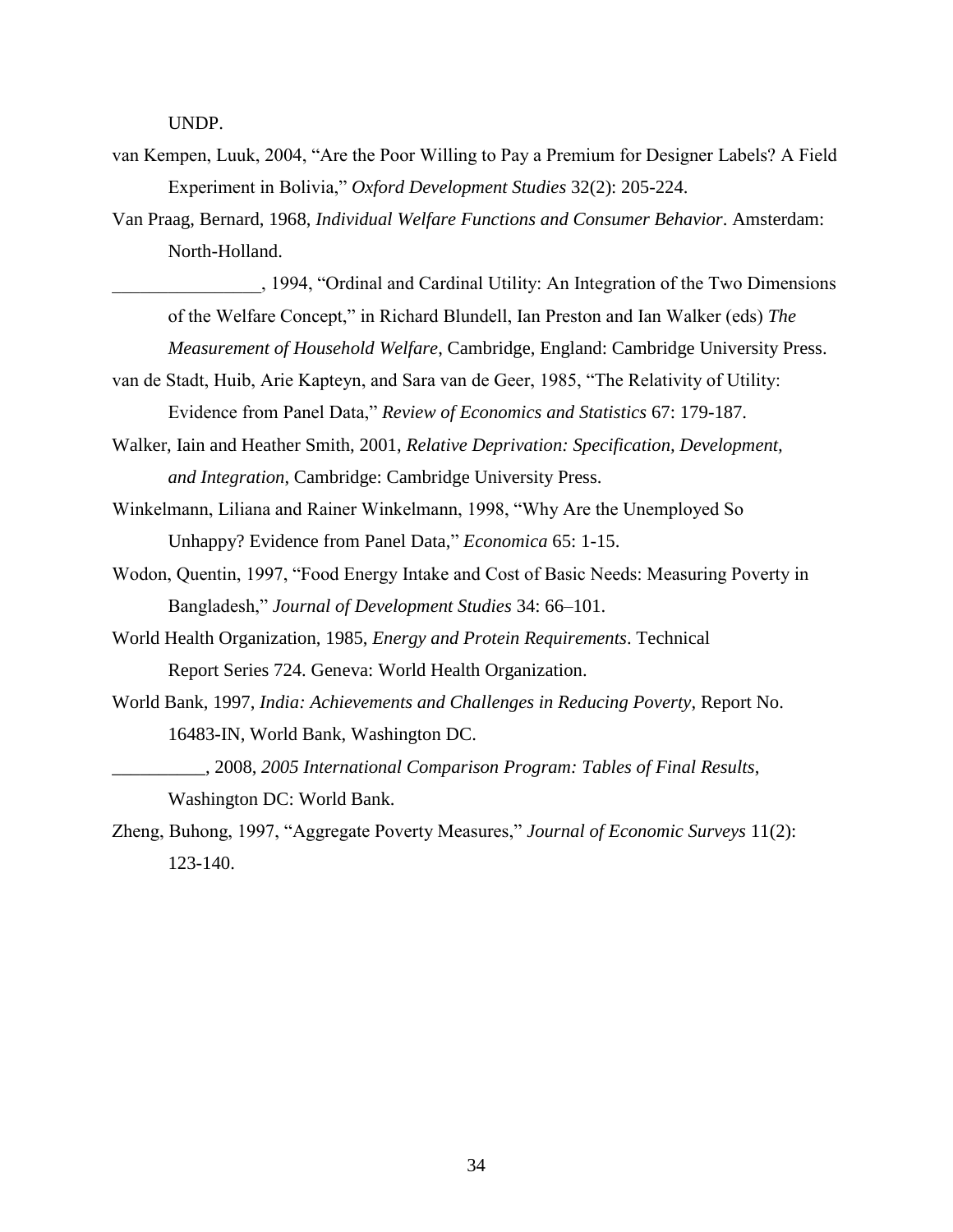UNDP.

van Kempen, Luuk, 2004, "Are the Poor Willing to Pay a Premium for Designer Labels? A Field Experiment in Bolivia," *Oxford Development Studies* 32(2): 205-224.

Van Praag, Bernard, 1968, *Individual Welfare Functions and Consumer Behavior*. Amsterdam: North-Holland.

________________, 1994, "Ordinal and Cardinal Utility: An Integration of the Two Dimensions of the Welfare Concept," in Richard Blundell, Ian Preston and Ian Walker (eds) *The Measurement of Household Welfare*, Cambridge, England: Cambridge University Press.

van de Stadt, Huib, Arie Kapteyn, and Sara van de Geer, 1985, "The Relativity of Utility: Evidence from Panel Data," *Review of Economics and Statistics* 67: 179-187.

Walker, Iain and Heather Smith, 2001, *Relative Deprivation: Specification, Development, and Integration*, Cambridge: Cambridge University Press.

Winkelmann, Liliana and Rainer Winkelmann, 1998, "Why Are the Unemployed So Unhappy? Evidence from Panel Data," *Economica* 65: 1-15.

Wodon, Quentin, 1997, "Food Energy Intake and Cost of Basic Needs: Measuring Poverty in Bangladesh," *Journal of Development Studies* 34: 66–101.

World Health Organization, 1985, *Energy and Protein Requirements*. Technical Report Series 724. Geneva: World Health Organization.

World Bank, 1997, *India: Achievements and Challenges in Reducing Poverty*, Report No. 16483-IN, World Bank, Washington DC.

__________, 2008, *2005 International Comparison Program: Tables of Final Results*, Washington DC: World Bank.

Zheng, Buhong, 1997, "Aggregate Poverty Measures," *Journal of Economic Surveys* 11(2): 123-140.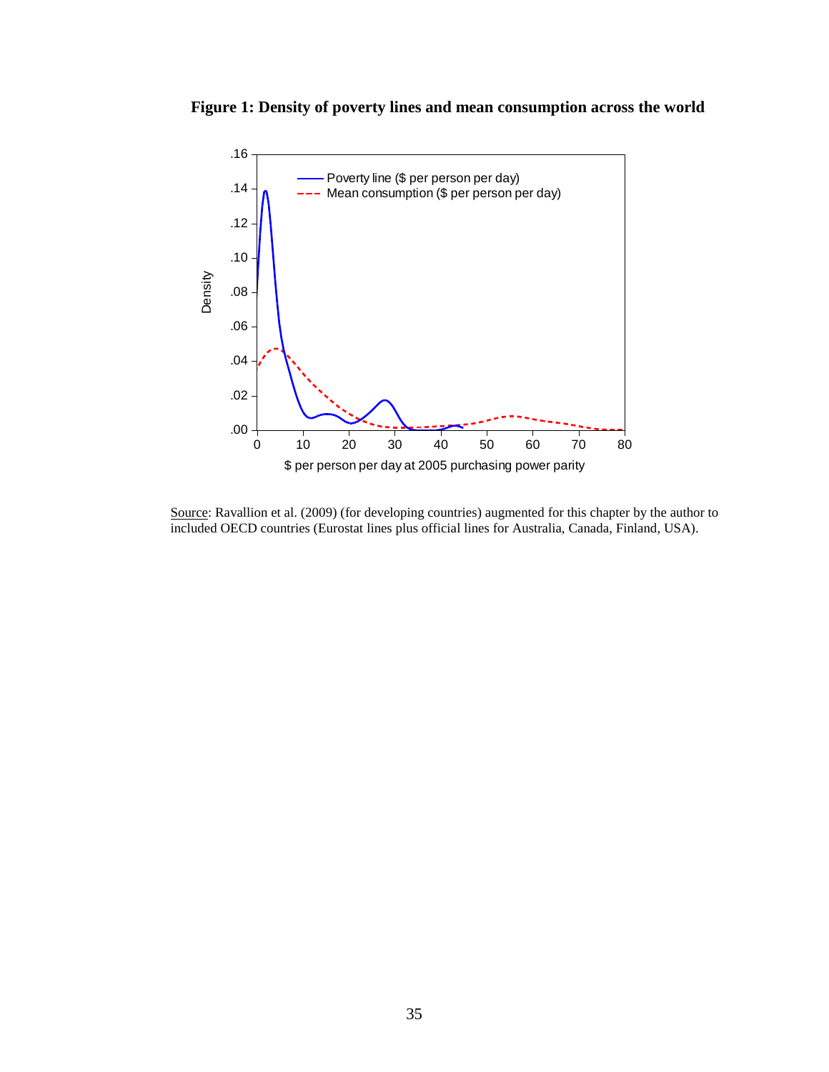**Figure 1: Density of poverty lines and mean consumption across the world**

Density

.16
.14
.12
.10
.08
.06
.04
.02
.00

0 10 20 30 40 50 60 70 80

Poverty line ($ per person per day)
Mean consumption ($ per person per day)

$ per person per day at 2005 purchasing power parity

Source: Ravallion et al. (2009) (for developing countries) augmented for this chapter by the author to included OECD countries (Eurostat lines plus official lines for Australia, Canada, Finland, USA).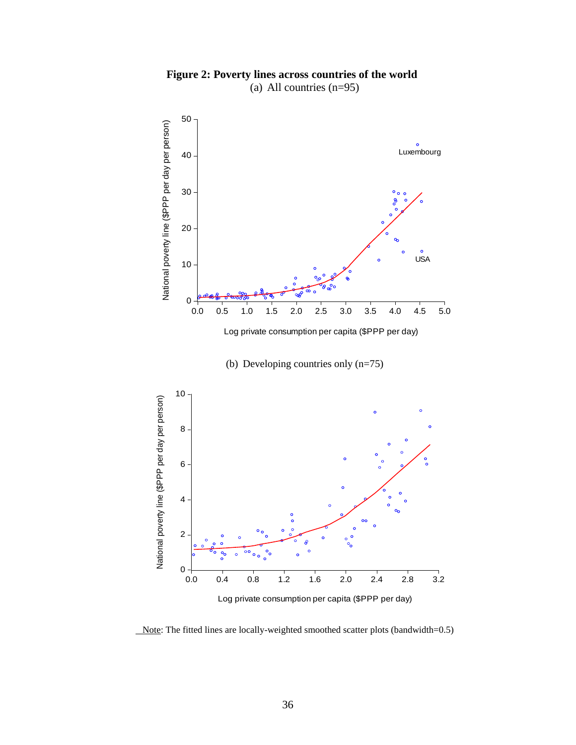**Figure 2: Poverty lines across countries of the world**

(a) All countries (n=95)

National poverty line ($PPP per day per person)

50
40
30
20
10
0

Luxembourg

USA

0.0 0.5 1.0 1.5 2.0 2.5 3.0 3.5 4.0 4.5 5.0

Log private consumption per capita ($PPP per day)

(b) Developing countries only (n=75)

National poverty line ($PPP per day per person)

10
8
6
4
2
0

0.0 0.4 0.8 1.2 1.6 2.0 2.4 2.8 3.2

Log private consumption per capita ($PPP per day)

Note: The fitted lines are locally-weighted smoothed scatter plots (bandwidth=0.5)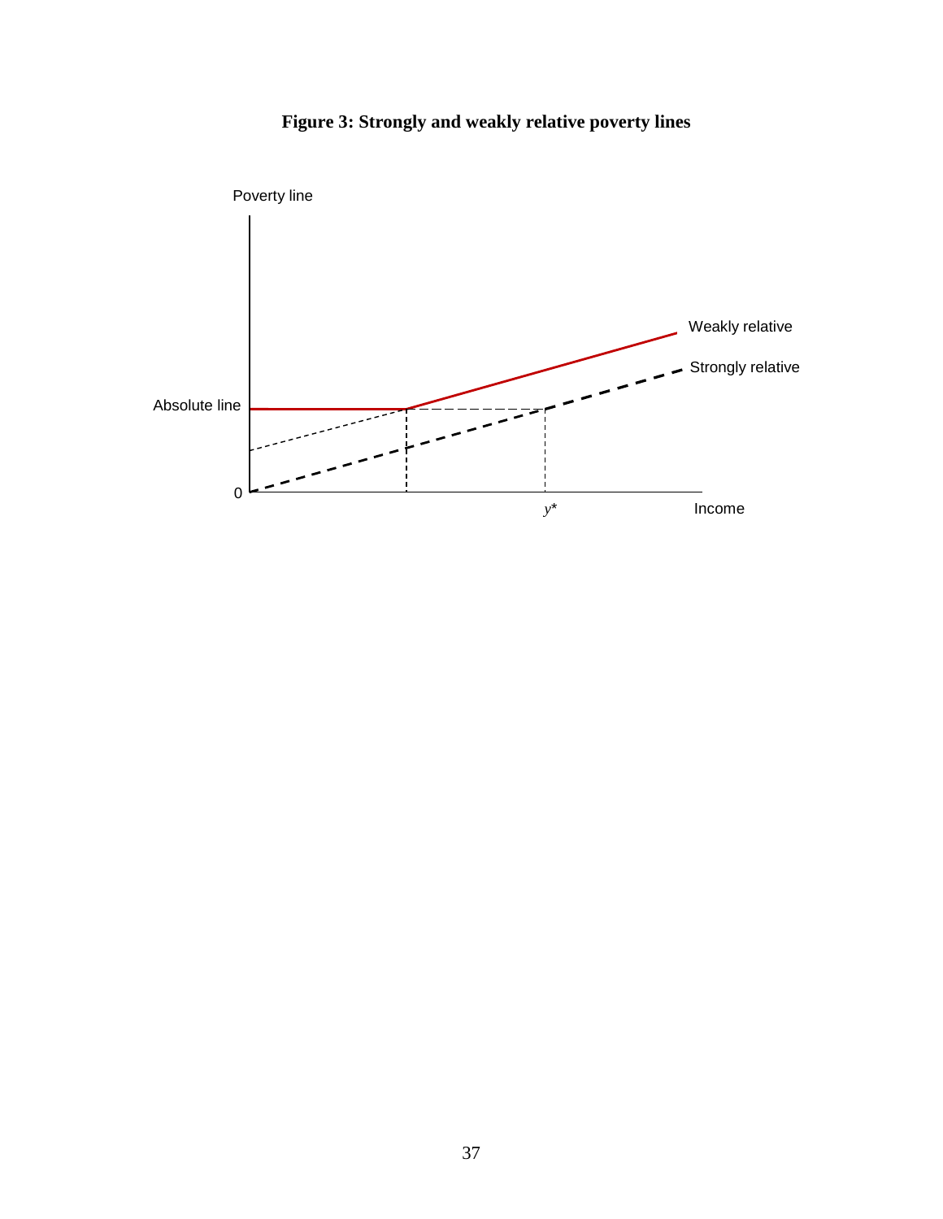**Figure 3: Strongly and weakly relative poverty lines**

Poverty line

Weakly relative

Strongly relative

Absolute line

0

$y^*$

Income